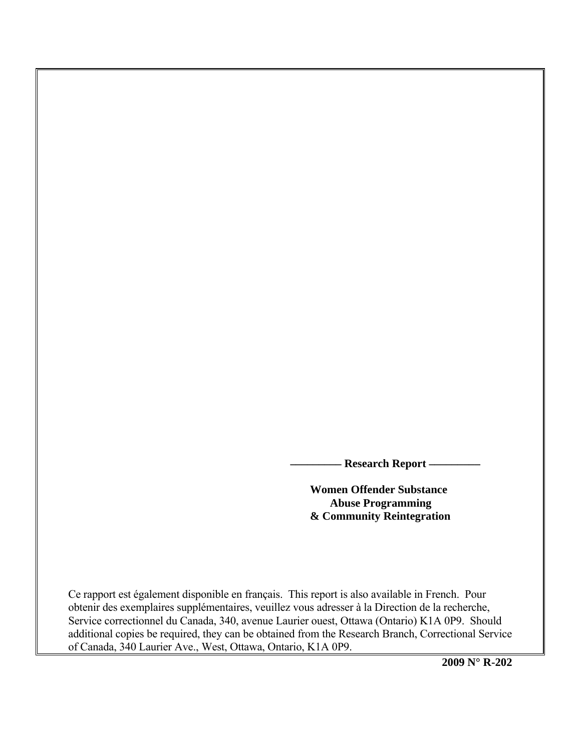**————— Research Report —————**

# Women Offender Substance Abuse Programming & Community Reintegration

Ce rapport est également disponible en français. This report is also available in French. Pour obtenir des exemplaires supplémentaires, veuillez vous adresser à la Direction de la recherche, Service correctionnel du Canada, 340, avenue Laurier ouest, Ottawa (Ontario) K1A 0P9. Should additional copies be required, they can be obtained from the Research Branch, Correctional Service of Canada, 340 Laurier Ave., West, Ottawa, Ontario, K1A 0P9.

**2009 N° R-202**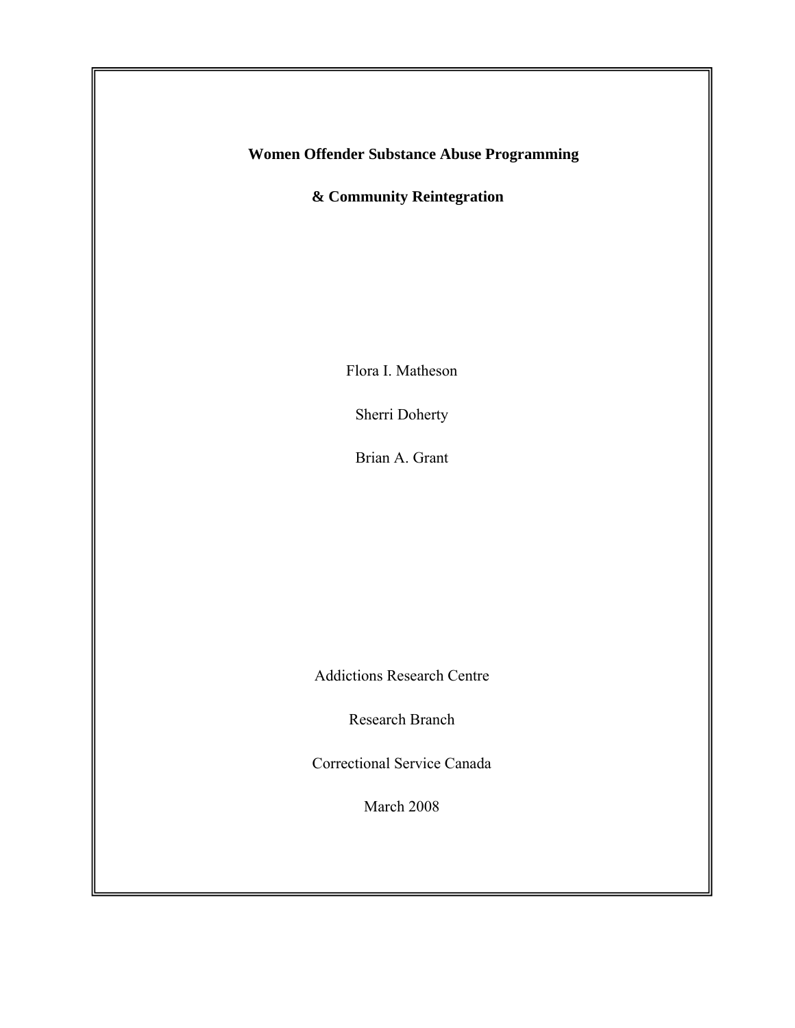**Women Offender Substance Abuse Programming**

**& Community Reintegration**

Flora I. Matheson

Sherri Doherty

Brian A. Grant

Addictions Research Centre

Research Branch

Correctional Service Canada

March 2008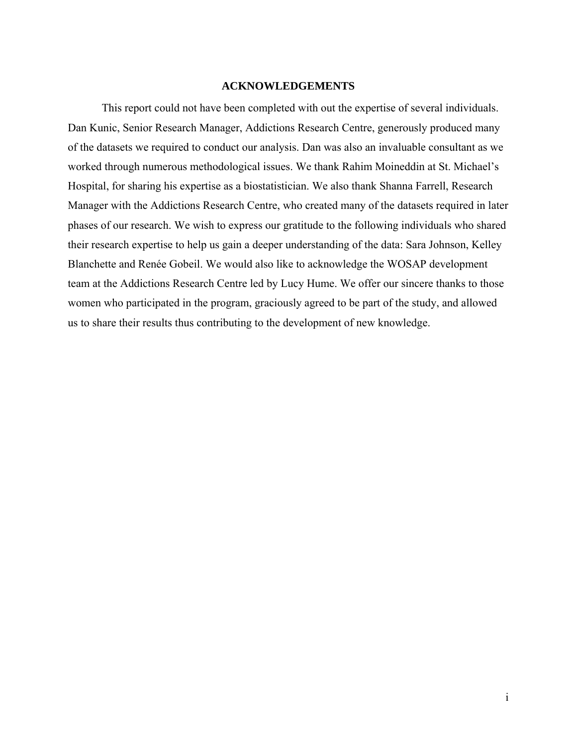# ACKNOWLEDGEMENTS

This report could not have been completed with out the expertise of several individuals. Dan Kunic, Senior Research Manager, Addictions Research Centre, generously produced many of the datasets we required to conduct our analysis. Dan was also an invaluable consultant as we worked through numerous methodological issues. We thank Rahim Moineddin at St. Michael's Hospital, for sharing his expertise as a biostatistician. We also thank Shanna Farrell, Research Manager with the Addictions Research Centre, who created many of the datasets required in later phases of our research. We wish to express our gratitude to the following individuals who shared their research expertise to help us gain a deeper understanding of the data: Sara Johnson, Kelley Blanchette and Renée Gobeil. We would also like to acknowledge the WOSAP development team at the Addictions Research Centre led by Lucy Hume. We offer our sincere thanks to those women who participated in the program, graciously agreed to be part of the study, and allowed us to share their results thus contributing to the development of new knowledge.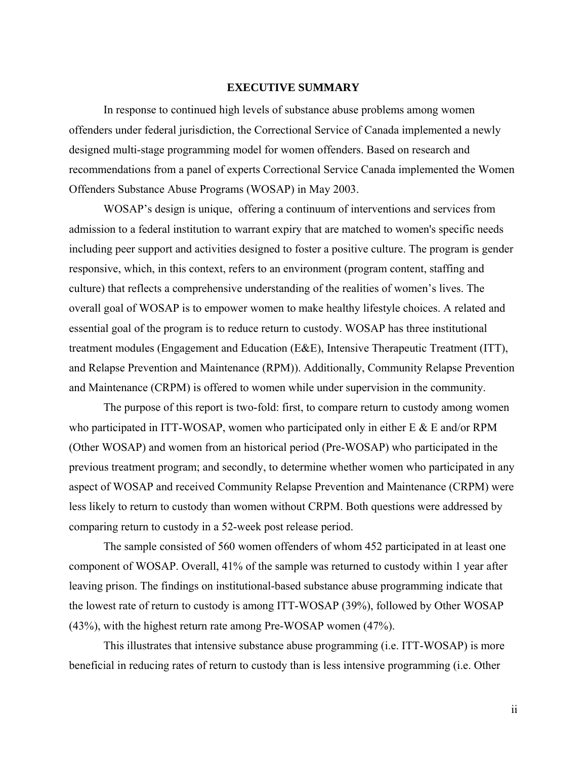## EXECUTIVE SUMMARY

In response to continued high levels of substance abuse problems among women offenders under federal jurisdiction, the Correctional Service of Canada implemented a newly designed multi-stage programming model for women offenders. Based on research and recommendations from a panel of experts Correctional Service Canada implemented the Women Offenders Substance Abuse Programs (WOSAP) in May 2003.

WOSAP's design is unique, offering a continuum of interventions and services from admission to a federal institution to warrant expiry that are matched to women's specific needs including peer support and activities designed to foster a positive culture. The program is gender responsive, which, in this context, refers to an environment (program content, staffing and culture) that reflects a comprehensive understanding of the realities of women's lives. The overall goal of WOSAP is to empower women to make healthy lifestyle choices. A related and essential goal of the program is to reduce return to custody. WOSAP has three institutional treatment modules (Engagement and Education (E&E), Intensive Therapeutic Treatment (ITT), and Relapse Prevention and Maintenance (RPM)). Additionally, Community Relapse Prevention and Maintenance (CRPM) is offered to women while under supervision in the community.

The purpose of this report is two-fold: first, to compare return to custody among women who participated in ITT-WOSAP, women who participated only in either E & E and/or RPM (Other WOSAP) and women from an historical period (Pre-WOSAP) who participated in the previous treatment program; and secondly, to determine whether women who participated in any aspect of WOSAP and received Community Relapse Prevention and Maintenance (CRPM) were less likely to return to custody than women without CRPM. Both questions were addressed by comparing return to custody in a 52-week post release period.

The sample consisted of 560 women offenders of whom 452 participated in at least one component of WOSAP. Overall, 41% of the sample was returned to custody within 1 year after leaving prison. The findings on institutional-based substance abuse programming indicate that the lowest rate of return to custody is among ITT-WOSAP (39%), followed by Other WOSAP (43%), with the highest return rate among Pre-WOSAP women (47%).

This illustrates that intensive substance abuse programming (i.e. ITT-WOSAP) is more beneficial in reducing rates of return to custody than is less intensive programming (i.e. Other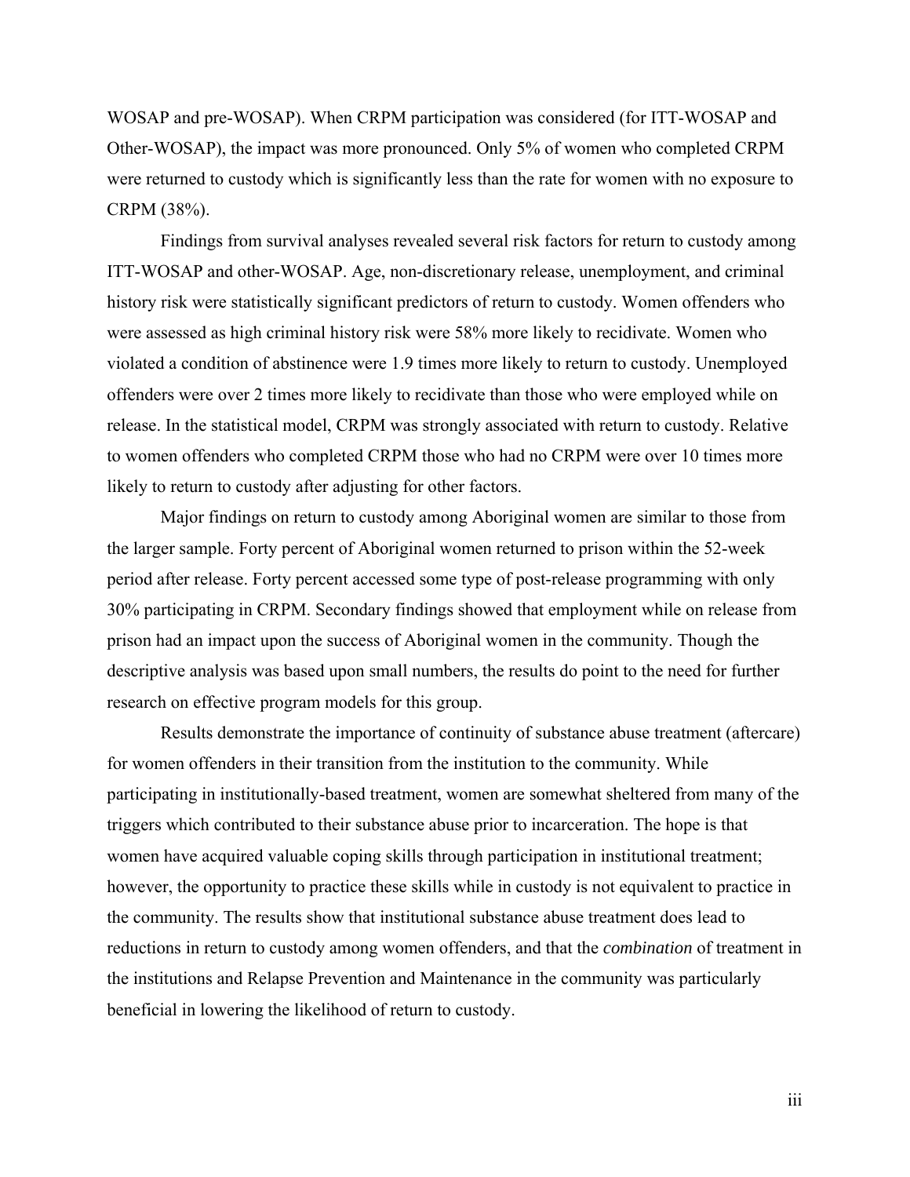WOSAP and pre-WOSAP). When CRPM participation was considered (for ITT-WOSAP and Other-WOSAP), the impact was more pronounced. Only 5% of women who completed CRPM were returned to custody which is significantly less than the rate for women with no exposure to CRPM (38%).

Findings from survival analyses revealed several risk factors for return to custody among ITT-WOSAP and other-WOSAP. Age, non-discretionary release, unemployment, and criminal history risk were statistically significant predictors of return to custody. Women offenders who were assessed as high criminal history risk were 58% more likely to recidivate. Women who violated a condition of abstinence were 1.9 times more likely to return to custody. Unemployed offenders were over 2 times more likely to recidivate than those who were employed while on release. In the statistical model, CRPM was strongly associated with return to custody. Relative to women offenders who completed CRPM those who had no CRPM were over 10 times more likely to return to custody after adjusting for other factors.

Major findings on return to custody among Aboriginal women are similar to those from the larger sample. Forty percent of Aboriginal women returned to prison within the 52-week period after release. Forty percent accessed some type of post-release programming with only 30% participating in CRPM. Secondary findings showed that employment while on release from prison had an impact upon the success of Aboriginal women in the community. Though the descriptive analysis was based upon small numbers, the results do point to the need for further research on effective program models for this group.

Results demonstrate the importance of continuity of substance abuse treatment (aftercare) for women offenders in their transition from the institution to the community. While participating in institutionally-based treatment, women are somewhat sheltered from many of the triggers which contributed to their substance abuse prior to incarceration. The hope is that women have acquired valuable coping skills through participation in institutional treatment; however, the opportunity to practice these skills while in custody is not equivalent to practice in the community. The results show that institutional substance abuse treatment does lead to reductions in return to custody among women offenders, and that the *combination* of treatment in the institutions and Relapse Prevention and Maintenance in the community was particularly beneficial in lowering the likelihood of return to custody.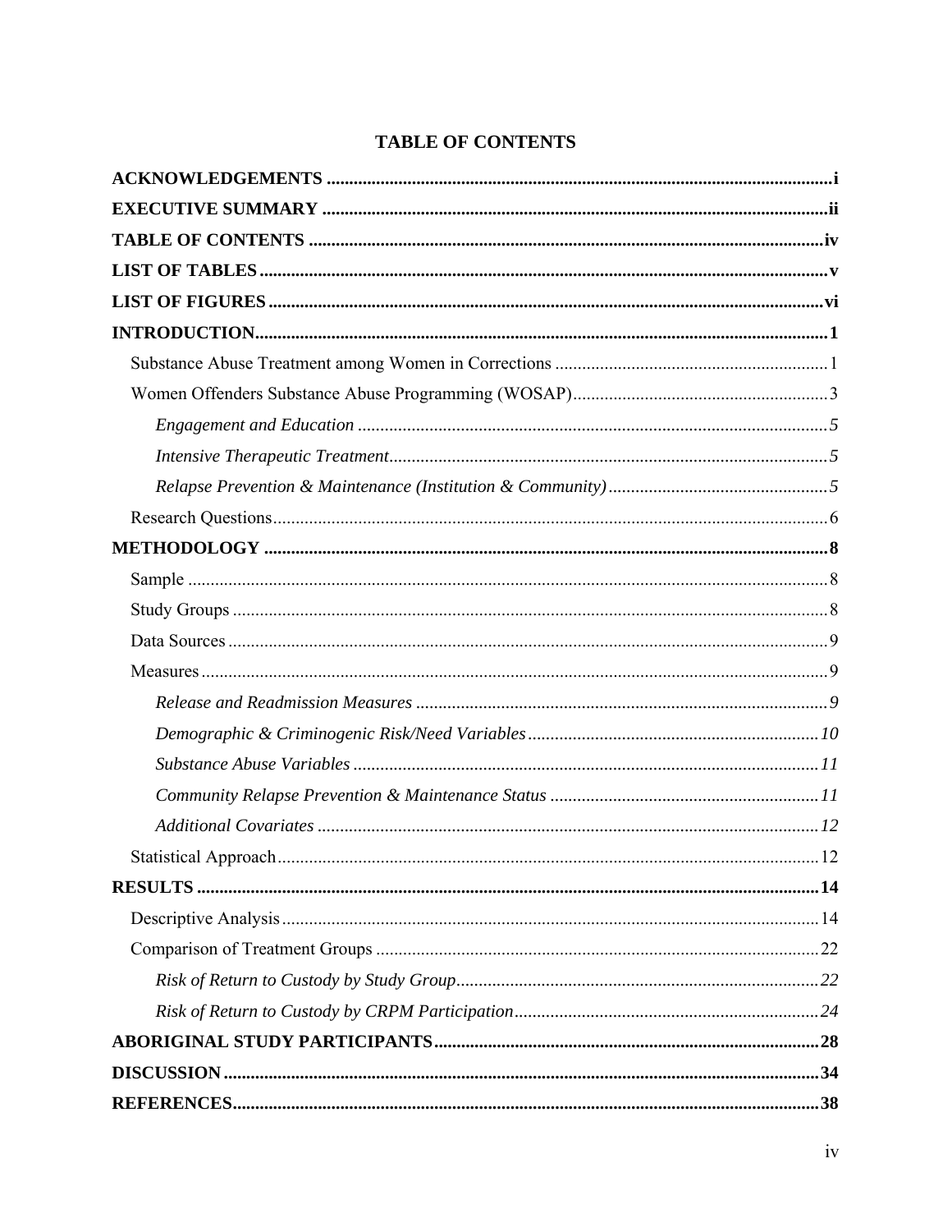# TABLE OF CONTENTS

**ACKNOWLEDGEMENTS** ........................................................................................................ **i**

**EXECUTIVE SUMMARY** ....................................................................................................... **ii**

**TABLE OF CONTENTS** ......................................................................................................... **iv**

**LIST OF TABLES** .................................................................................................................. **v**

**LIST OF FIGURES** ................................................................................................................ **vi**

**INTRODUCTION** .................................................................................................................. **1**

- Substance Abuse Treatment among Women in Corrections ............................................. 1
- Women Offenders Substance Abuse Programming (WOSAP) .......................................... 3
  - *Engagement and Education* ........................................................................................ *5*
  - *Intensive Therapeutic Treatment* .................................................................................. *5*
  - *Relapse Prevention & Maintenance (Institution & Community)* .................................. *5*
- Research Questions ........................................................................................................... 6

**METHODOLOGY** .................................................................................................................. **8**

- Sample ............................................................................................................................... 8
- Study Groups ..................................................................................................................... 8
- Data Sources ...................................................................................................................... 9
- Measures ............................................................................................................................ 9
  - *Release and Readmission Measures* ............................................................................ *9*
  - *Demographic & Criminogenic Risk/Need Variables* .................................................. *10*
  - *Substance Abuse Variables* ........................................................................................ *11*
  - *Community Relapse Prevention & Maintenance Status* ............................................. *11*
  - *Additional Covariates* ................................................................................................. *12*
- Statistical Approach ......................................................................................................... 12

**RESULTS** ............................................................................................................................... **14**

- Descriptive Analysis ......................................................................................................... 14
- Comparison of Treatment Groups .................................................................................... 22
  - *Risk of Return to Custody by Study Group* ................................................................. *22*
  - *Risk of Return to Custody by CRPM Participation* ..................................................... *24*

**ABORIGINAL STUDY PARTICIPANTS** ............................................................................ **28**

**DISCUSSION** ......................................................................................................................... **34**

**REFERENCES** ....................................................................................................................... **38**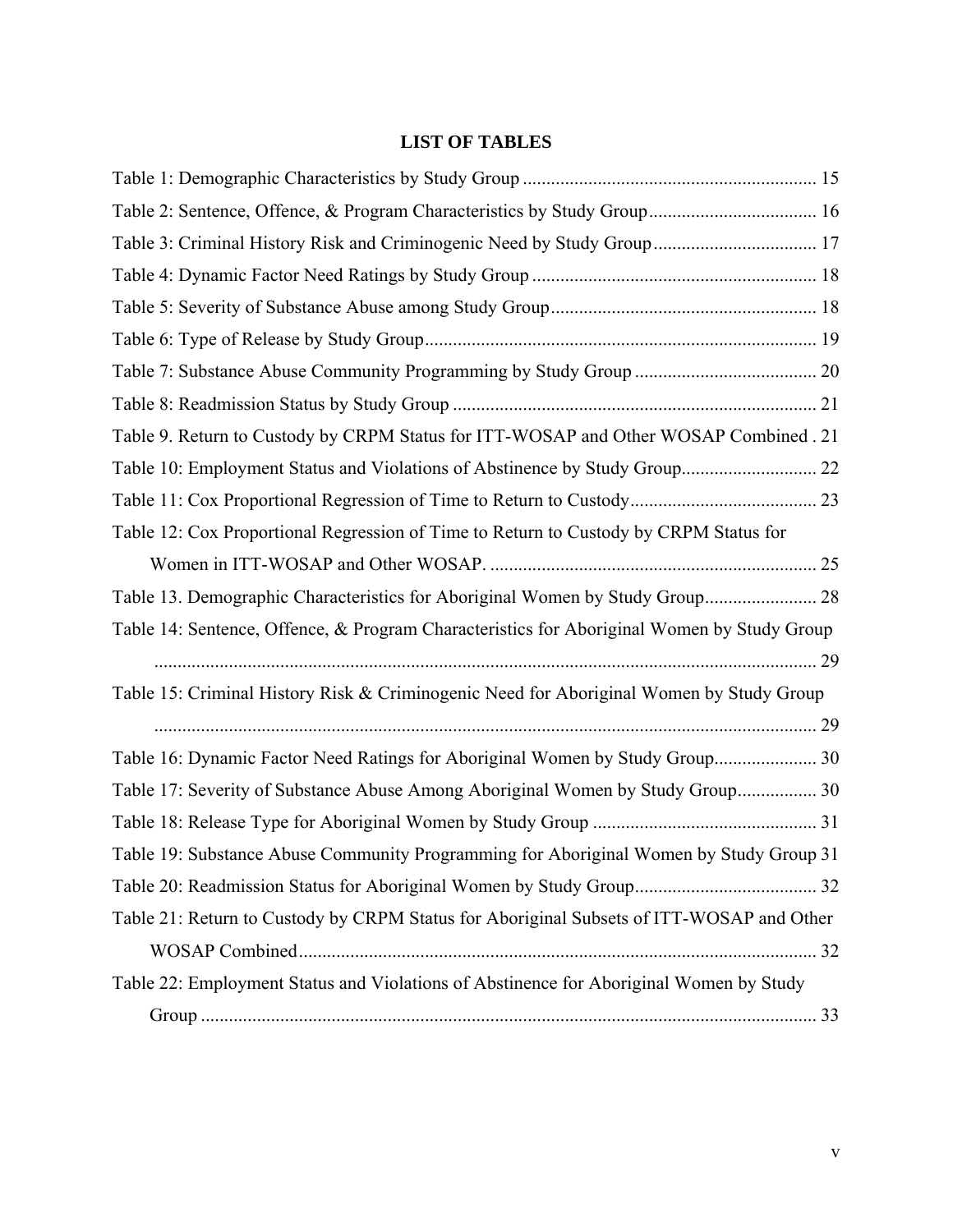# LIST OF TABLES

Table 1: Demographic Characteristics by Study Group ............................................................. 15

Table 2: Sentence, Offence, & Program Characteristics by Study Group .................................... 16

Table 3: Criminal History Risk and Criminogenic Need by Study Group ................................... 17

Table 4: Dynamic Factor Need Ratings by Study Group ............................................................ 18

Table 5: Severity of Substance Abuse among Study Group ........................................................ 18

Table 6: Type of Release by Study Group ................................................................................... 19

Table 7: Substance Abuse Community Programming by Study Group ....................................... 20

Table 8: Readmission Status by Study Group ............................................................................. 21

Table 9. Return to Custody by CRPM Status for ITT-WOSAP and Other WOSAP Combined . 21

Table 10: Employment Status and Violations of Abstinence by Study Group ............................. 22

Table 11: Cox Proportional Regression of Time to Return to Custody ........................................ 23

Table 12: Cox Proportional Regression of Time to Return to Custody by CRPM Status for Women in ITT-WOSAP and Other WOSAP. ..................................................................... 25

Table 13. Demographic Characteristics for Aboriginal Women by Study Group ........................ 28

Table 14: Sentence, Offence, & Program Characteristics for Aboriginal Women by Study Group ............................................................................................................................. 29

Table 15: Criminal History Risk & Criminogenic Need for Aboriginal Women by Study Group ............................................................................................................................. 29

Table 16: Dynamic Factor Need Ratings for Aboriginal Women by Study Group ...................... 30

Table 17: Severity of Substance Abuse Among Aboriginal Women by Study Group ................. 30

Table 18: Release Type for Aboriginal Women by Study Group ................................................ 31

Table 19: Substance Abuse Community Programming for Aboriginal Women by Study Group 31

Table 20: Readmission Status for Aboriginal Women by Study Group ....................................... 32

Table 21: Return to Custody by CRPM Status for Aboriginal Subsets of ITT-WOSAP and Other WOSAP Combined ............................................................................................................ 32

Table 22: Employment Status and Violations of Abstinence for Aboriginal Women by Study Group .................................................................................................................................. 33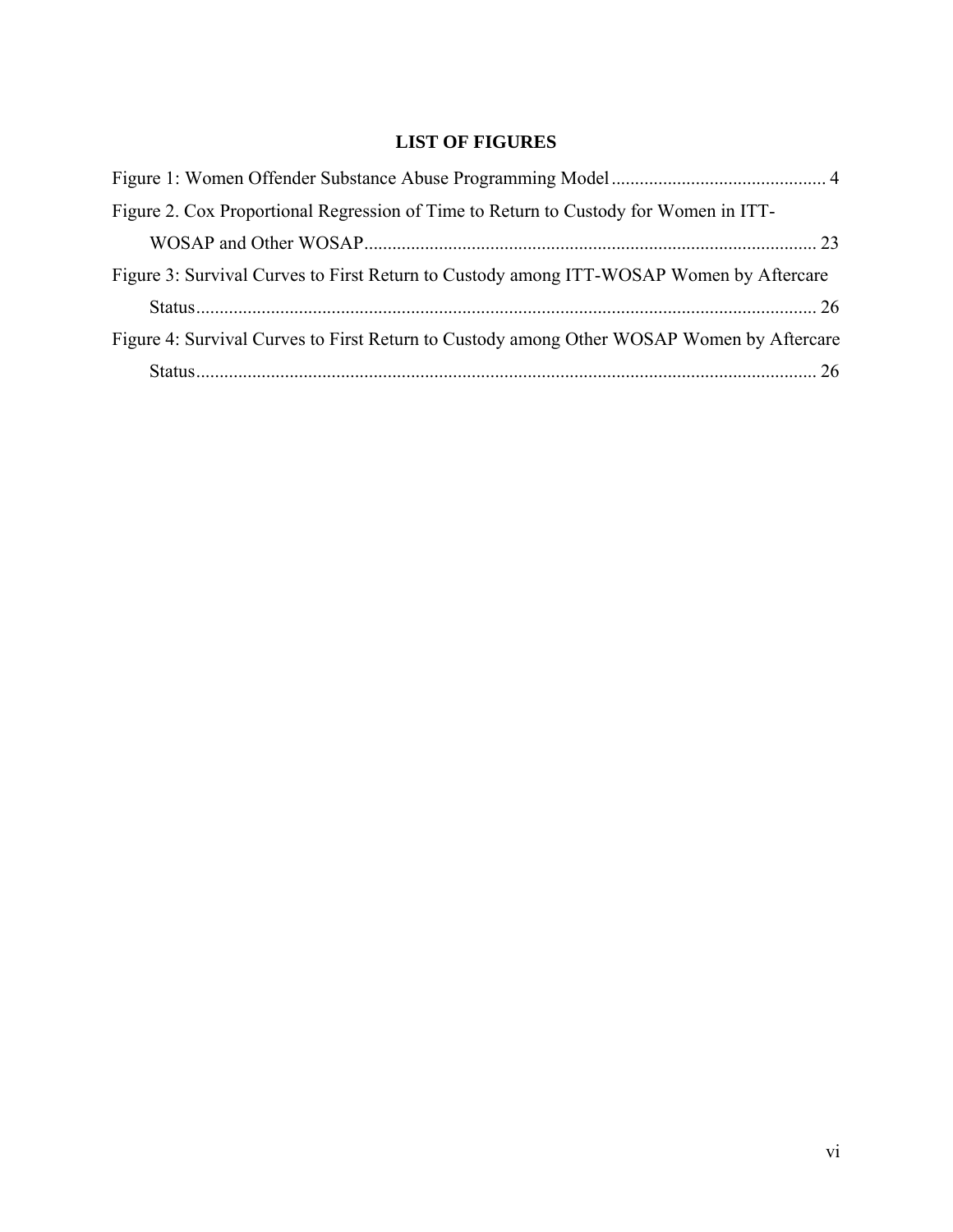## LIST OF FIGURES

Figure 1: Women Offender Substance Abuse Programming Model .............................................. 4

Figure 2. Cox Proportional Regression of Time to Return to Custody for Women in ITT-WOSAP and Other WOSAP................................................................................................ 23

Figure 3: Survival Curves to First Return to Custody among ITT-WOSAP Women by Aftercare Status.................................................................................................................................... 26

Figure 4: Survival Curves to First Return to Custody among Other WOSAP Women by Aftercare Status.................................................................................................................................... 26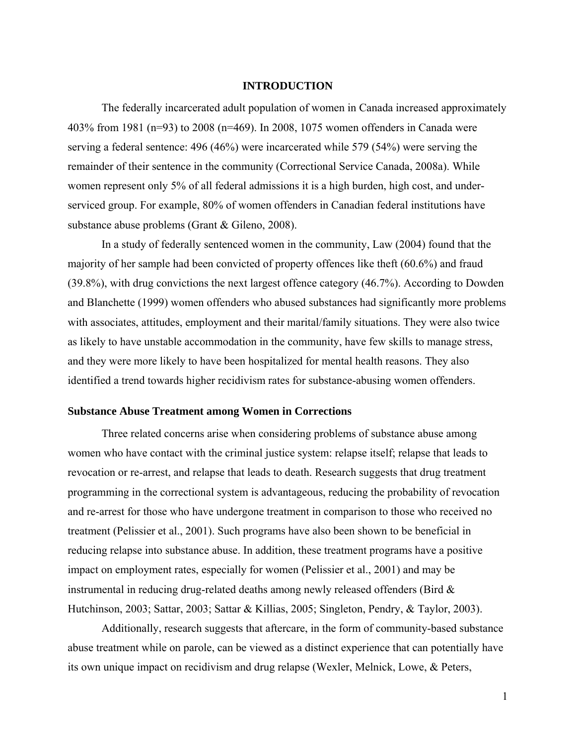# INTRODUCTION

The federally incarcerated adult population of women in Canada increased approximately 403% from 1981 (n=93) to 2008 (n=469). In 2008, 1075 women offenders in Canada were serving a federal sentence: 496 (46%) were incarcerated while 579 (54%) were serving the remainder of their sentence in the community (Correctional Service Canada, 2008a). While women represent only 5% of all federal admissions it is a high burden, high cost, and under-serviced group. For example, 80% of women offenders in Canadian federal institutions have substance abuse problems (Grant & Gileno, 2008).

In a study of federally sentenced women in the community, Law (2004) found that the majority of her sample had been convicted of property offences like theft (60.6%) and fraud (39.8%), with drug convictions the next largest offence category (46.7%). According to Dowden and Blanchette (1999) women offenders who abused substances had significantly more problems with associates, attitudes, employment and their marital/family situations. They were also twice as likely to have unstable accommodation in the community, have few skills to manage stress, and they were more likely to have been hospitalized for mental health reasons. They also identified a trend towards higher recidivism rates for substance-abusing women offenders.

## Substance Abuse Treatment among Women in Corrections

Three related concerns arise when considering problems of substance abuse among women who have contact with the criminal justice system: relapse itself; relapse that leads to revocation or re-arrest, and relapse that leads to death. Research suggests that drug treatment programming in the correctional system is advantageous, reducing the probability of revocation and re-arrest for those who have undergone treatment in comparison to those who received no treatment (Pelissier et al., 2001). Such programs have also been shown to be beneficial in reducing relapse into substance abuse. In addition, these treatment programs have a positive impact on employment rates, especially for women (Pelissier et al., 2001) and may be instrumental in reducing drug-related deaths among newly released offenders (Bird & Hutchinson, 2003; Sattar, 2003; Sattar & Killias, 2005; Singleton, Pendry, & Taylor, 2003).

Additionally, research suggests that aftercare, in the form of community-based substance abuse treatment while on parole, can be viewed as a distinct experience that can potentially have its own unique impact on recidivism and drug relapse (Wexler, Melnick, Lowe, & Peters,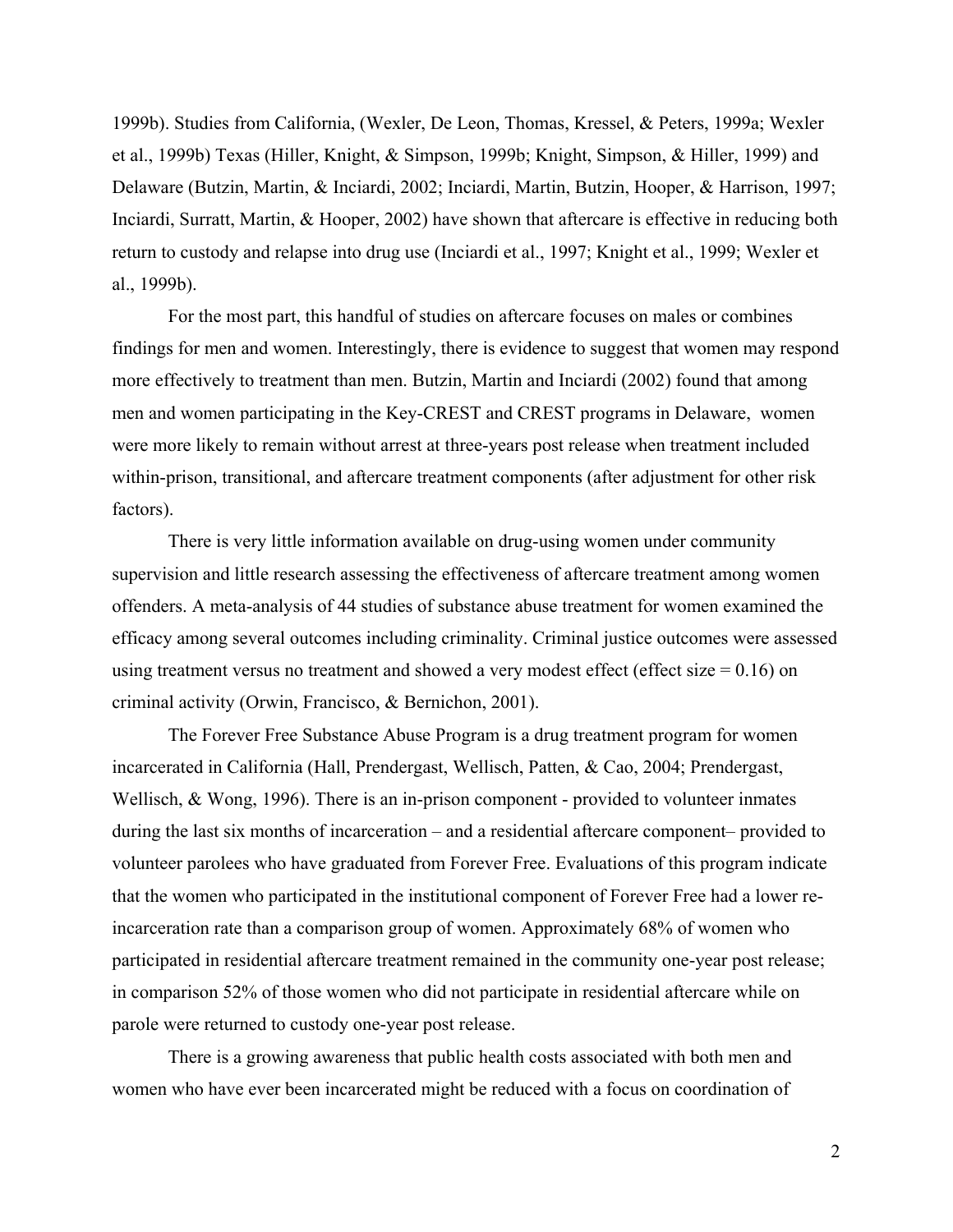1999b). Studies from California, (Wexler, De Leon, Thomas, Kressel, & Peters, 1999a; Wexler et al., 1999b) Texas (Hiller, Knight, & Simpson, 1999b; Knight, Simpson, & Hiller, 1999) and Delaware (Butzin, Martin, & Inciardi, 2002; Inciardi, Martin, Butzin, Hooper, & Harrison, 1997; Inciardi, Surratt, Martin, & Hooper, 2002) have shown that aftercare is effective in reducing both return to custody and relapse into drug use (Inciardi et al., 1997; Knight et al., 1999; Wexler et al., 1999b).

For the most part, this handful of studies on aftercare focuses on males or combines findings for men and women. Interestingly, there is evidence to suggest that women may respond more effectively to treatment than men. Butzin, Martin and Inciardi (2002) found that among men and women participating in the Key-CREST and CREST programs in Delaware, women were more likely to remain without arrest at three-years post release when treatment included within-prison, transitional, and aftercare treatment components (after adjustment for other risk factors).

There is very little information available on drug-using women under community supervision and little research assessing the effectiveness of aftercare treatment among women offenders. A meta-analysis of 44 studies of substance abuse treatment for women examined the efficacy among several outcomes including criminality. Criminal justice outcomes were assessed using treatment versus no treatment and showed a very modest effect (effect size = 0.16) on criminal activity (Orwin, Francisco, & Bernichon, 2001).

The Forever Free Substance Abuse Program is a drug treatment program for women incarcerated in California (Hall, Prendergast, Wellisch, Patten, & Cao, 2004; Prendergast, Wellisch, & Wong, 1996). There is an in-prison component - provided to volunteer inmates during the last six months of incarceration – and a residential aftercare component– provided to volunteer parolees who have graduated from Forever Free. Evaluations of this program indicate that the women who participated in the institutional component of Forever Free had a lower re-incarceration rate than a comparison group of women. Approximately 68% of women who participated in residential aftercare treatment remained in the community one-year post release; in comparison 52% of those women who did not participate in residential aftercare while on parole were returned to custody one-year post release.

There is a growing awareness that public health costs associated with both men and women who have ever been incarcerated might be reduced with a focus on coordination of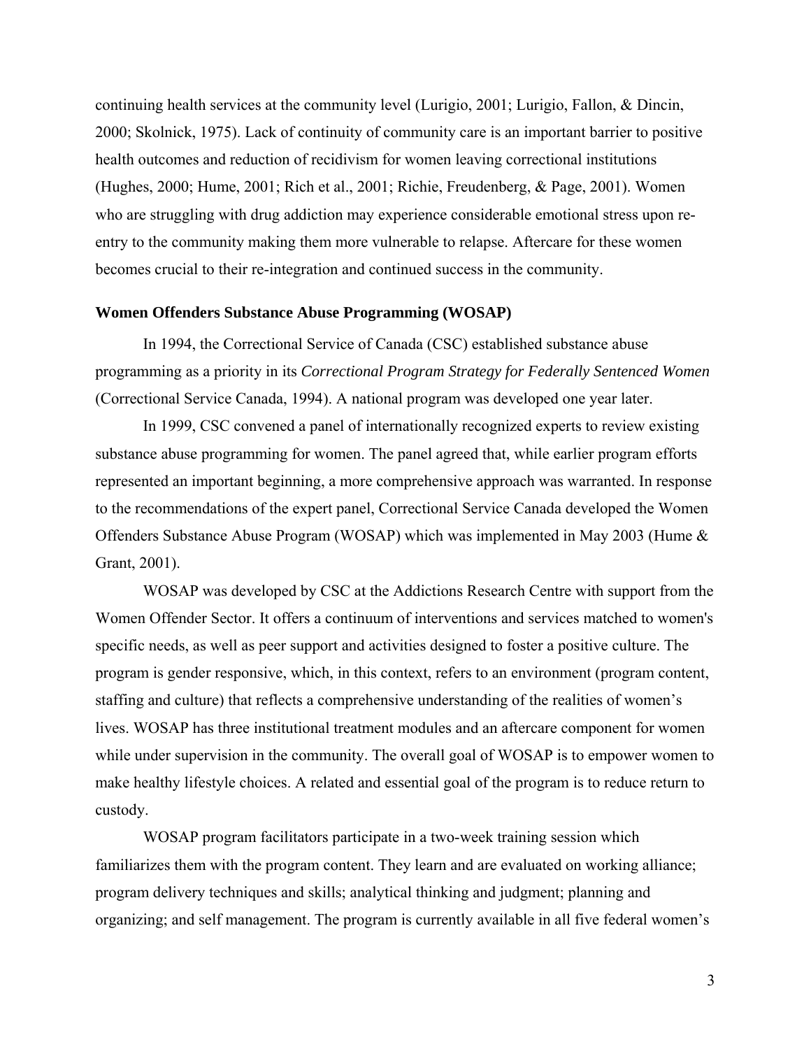continuing health services at the community level (Lurigio, 2001; Lurigio, Fallon, & Dincin, 2000; Skolnick, 1975). Lack of continuity of community care is an important barrier to positive health outcomes and reduction of recidivism for women leaving correctional institutions (Hughes, 2000; Hume, 2001; Rich et al., 2001; Richie, Freudenberg, & Page, 2001). Women who are struggling with drug addiction may experience considerable emotional stress upon re-entry to the community making them more vulnerable to relapse. Aftercare for these women becomes crucial to their re-integration and continued success in the community.

**Women Offenders Substance Abuse Programming (WOSAP)**

In 1994, the Correctional Service of Canada (CSC) established substance abuse programming as a priority in its *Correctional Program Strategy for Federally Sentenced Women* (Correctional Service Canada, 1994). A national program was developed one year later.

In 1999, CSC convened a panel of internationally recognized experts to review existing substance abuse programming for women. The panel agreed that, while earlier program efforts represented an important beginning, a more comprehensive approach was warranted. In response to the recommendations of the expert panel, Correctional Service Canada developed the Women Offenders Substance Abuse Program (WOSAP) which was implemented in May 2003 (Hume & Grant, 2001).

WOSAP was developed by CSC at the Addictions Research Centre with support from the Women Offender Sector. It offers a continuum of interventions and services matched to women's specific needs, as well as peer support and activities designed to foster a positive culture. The program is gender responsive, which, in this context, refers to an environment (program content, staffing and culture) that reflects a comprehensive understanding of the realities of women's lives. WOSAP has three institutional treatment modules and an aftercare component for women while under supervision in the community. The overall goal of WOSAP is to empower women to make healthy lifestyle choices. A related and essential goal of the program is to reduce return to custody.

WOSAP program facilitators participate in a two-week training session which familiarizes them with the program content. They learn and are evaluated on working alliance; program delivery techniques and skills; analytical thinking and judgment; planning and organizing; and self management. The program is currently available in all five federal women's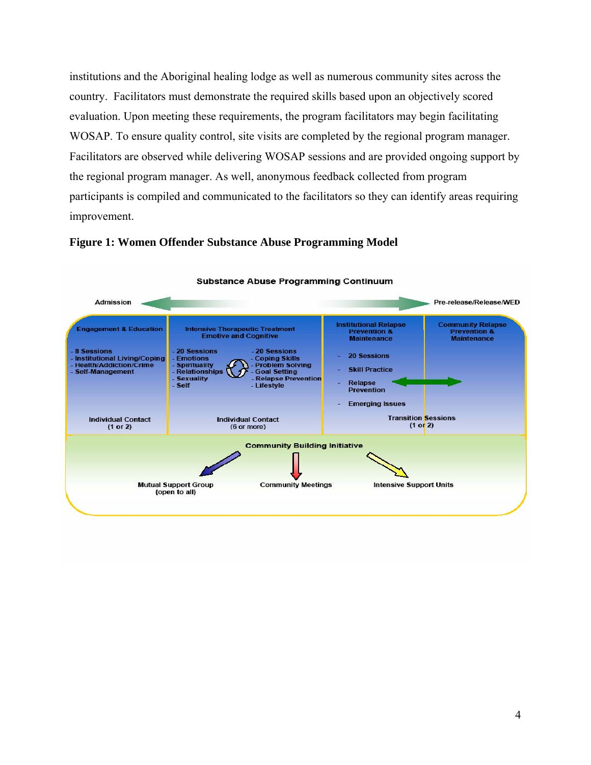institutions and the Aboriginal healing lodge as well as numerous community sites across the country. Facilitators must demonstrate the required skills based upon an objectively scored evaluation. Upon meeting these requirements, the program facilitators may begin facilitating WOSAP. To ensure quality control, site visits are completed by the regional program manager. Facilitators are observed while delivering WOSAP sessions and are provided ongoing support by the regional program manager. As well, anonymous feedback collected from program participants is compiled and communicated to the facilitators so they can identify areas requiring improvement.

**Figure 1: Women Offender Substance Abuse Programming Model**

**Substance Abuse Programming Continuum**

Admission ⟷ Pre-release/Release/WED

| Engagement & Education | Intensive Therapeutic Treatment Emotive and Cognitive | Institutional Relapse Prevention & Maintenance | Community Relapse Prevention & Maintenance |
|---|---|---|---|
| - 8 Sessions<br>- Institutional Living/Coping<br>- Health/Addiction/Crime<br>- Self-Management | - 20 Sessions<br>- Emotions<br>- Spirituality<br>- Relationships<br>- Sexuality<br>- Self<br><br>- 20 Sessions<br>- Coping Skills<br>- Problem Solving<br>- Goal Setting<br>- Relapse Prevention<br>- Lifestyle | - 20 Sessions<br>- Skill Practice<br>- Relapse Prevention<br>- Emerging Issues | |
| Individual Contact (1 or 2) | Individual Contact (6 or more) | Transition Sessions (1 or 2) | |

**Community Building Initiative**

- Mutual Support Group (open to all)
- Community Meetings
- Intensive Support Units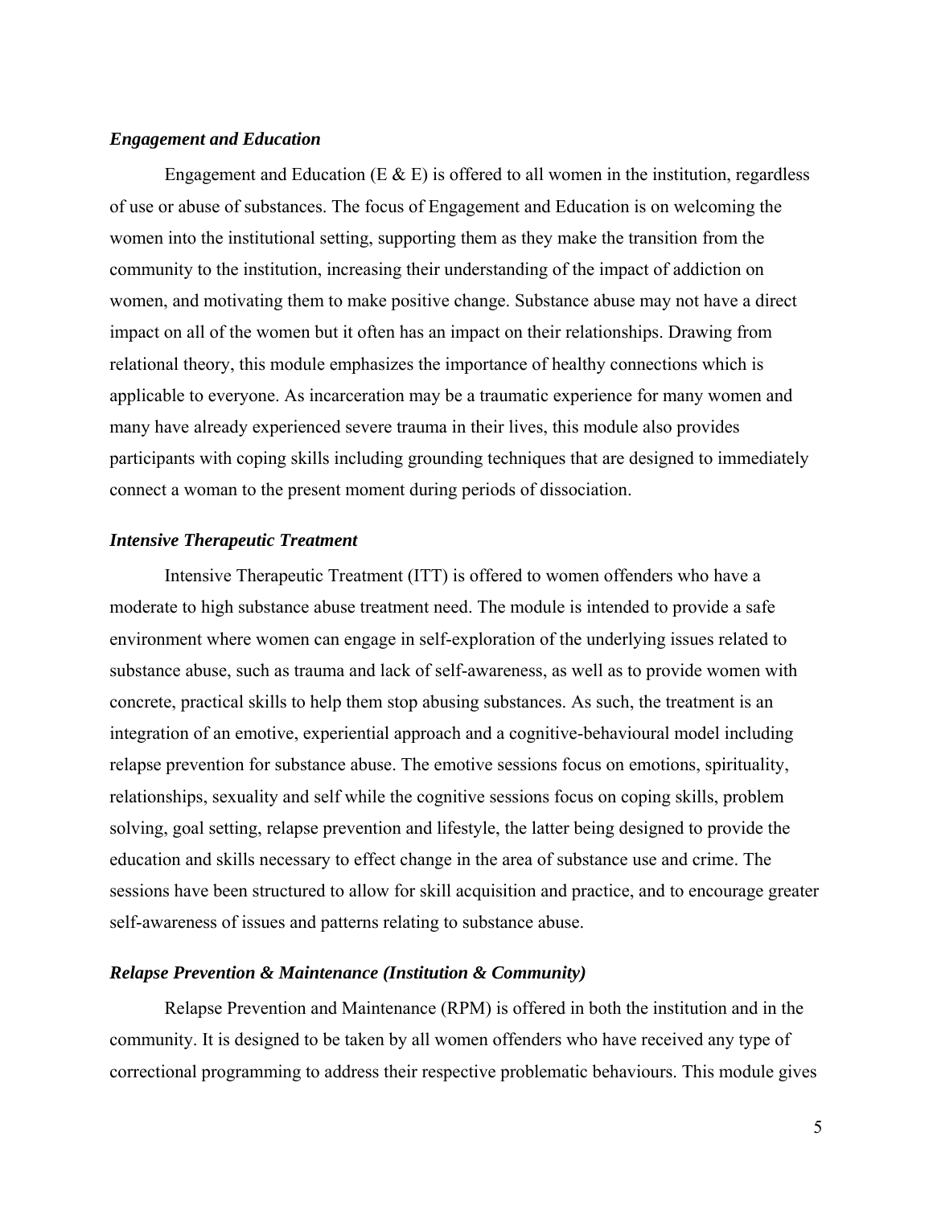### *Engagement and Education*

Engagement and Education (E & E) is offered to all women in the institution, regardless of use or abuse of substances. The focus of Engagement and Education is on welcoming the women into the institutional setting, supporting them as they make the transition from the community to the institution, increasing their understanding of the impact of addiction on women, and motivating them to make positive change. Substance abuse may not have a direct impact on all of the women but it often has an impact on their relationships. Drawing from relational theory, this module emphasizes the importance of healthy connections which is applicable to everyone. As incarceration may be a traumatic experience for many women and many have already experienced severe trauma in their lives, this module also provides participants with coping skills including grounding techniques that are designed to immediately connect a woman to the present moment during periods of dissociation.

### *Intensive Therapeutic Treatment*

Intensive Therapeutic Treatment (ITT) is offered to women offenders who have a moderate to high substance abuse treatment need. The module is intended to provide a safe environment where women can engage in self-exploration of the underlying issues related to substance abuse, such as trauma and lack of self-awareness, as well as to provide women with concrete, practical skills to help them stop abusing substances. As such, the treatment is an integration of an emotive, experiential approach and a cognitive-behavioural model including relapse prevention for substance abuse. The emotive sessions focus on emotions, spirituality, relationships, sexuality and self while the cognitive sessions focus on coping skills, problem solving, goal setting, relapse prevention and lifestyle, the latter being designed to provide the education and skills necessary to effect change in the area of substance use and crime. The sessions have been structured to allow for skill acquisition and practice, and to encourage greater self-awareness of issues and patterns relating to substance abuse.

### *Relapse Prevention & Maintenance (Institution & Community)*

Relapse Prevention and Maintenance (RPM) is offered in both the institution and in the community. It is designed to be taken by all women offenders who have received any type of correctional programming to address their respective problematic behaviours. This module gives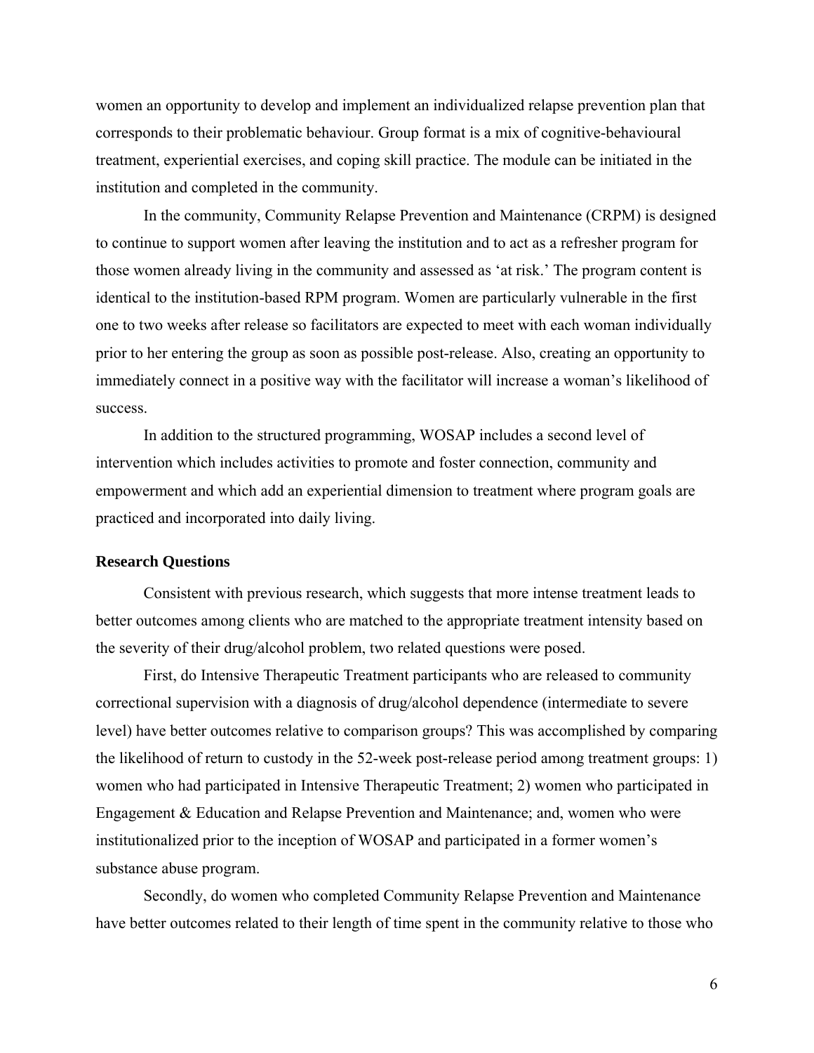women an opportunity to develop and implement an individualized relapse prevention plan that corresponds to their problematic behaviour. Group format is a mix of cognitive-behavioural treatment, experiential exercises, and coping skill practice. The module can be initiated in the institution and completed in the community.

In the community, Community Relapse Prevention and Maintenance (CRPM) is designed to continue to support women after leaving the institution and to act as a refresher program for those women already living in the community and assessed as 'at risk.' The program content is identical to the institution-based RPM program. Women are particularly vulnerable in the first one to two weeks after release so facilitators are expected to meet with each woman individually prior to her entering the group as soon as possible post-release. Also, creating an opportunity to immediately connect in a positive way with the facilitator will increase a woman's likelihood of success.

In addition to the structured programming, WOSAP includes a second level of intervention which includes activities to promote and foster connection, community and empowerment and which add an experiential dimension to treatment where program goals are practiced and incorporated into daily living.

**Research Questions**

Consistent with previous research, which suggests that more intense treatment leads to better outcomes among clients who are matched to the appropriate treatment intensity based on the severity of their drug/alcohol problem, two related questions were posed.

First, do Intensive Therapeutic Treatment participants who are released to community correctional supervision with a diagnosis of drug/alcohol dependence (intermediate to severe level) have better outcomes relative to comparison groups? This was accomplished by comparing the likelihood of return to custody in the 52-week post-release period among treatment groups: 1) women who had participated in Intensive Therapeutic Treatment; 2) women who participated in Engagement & Education and Relapse Prevention and Maintenance; and, women who were institutionalized prior to the inception of WOSAP and participated in a former women's substance abuse program.

Secondly, do women who completed Community Relapse Prevention and Maintenance have better outcomes related to their length of time spent in the community relative to those who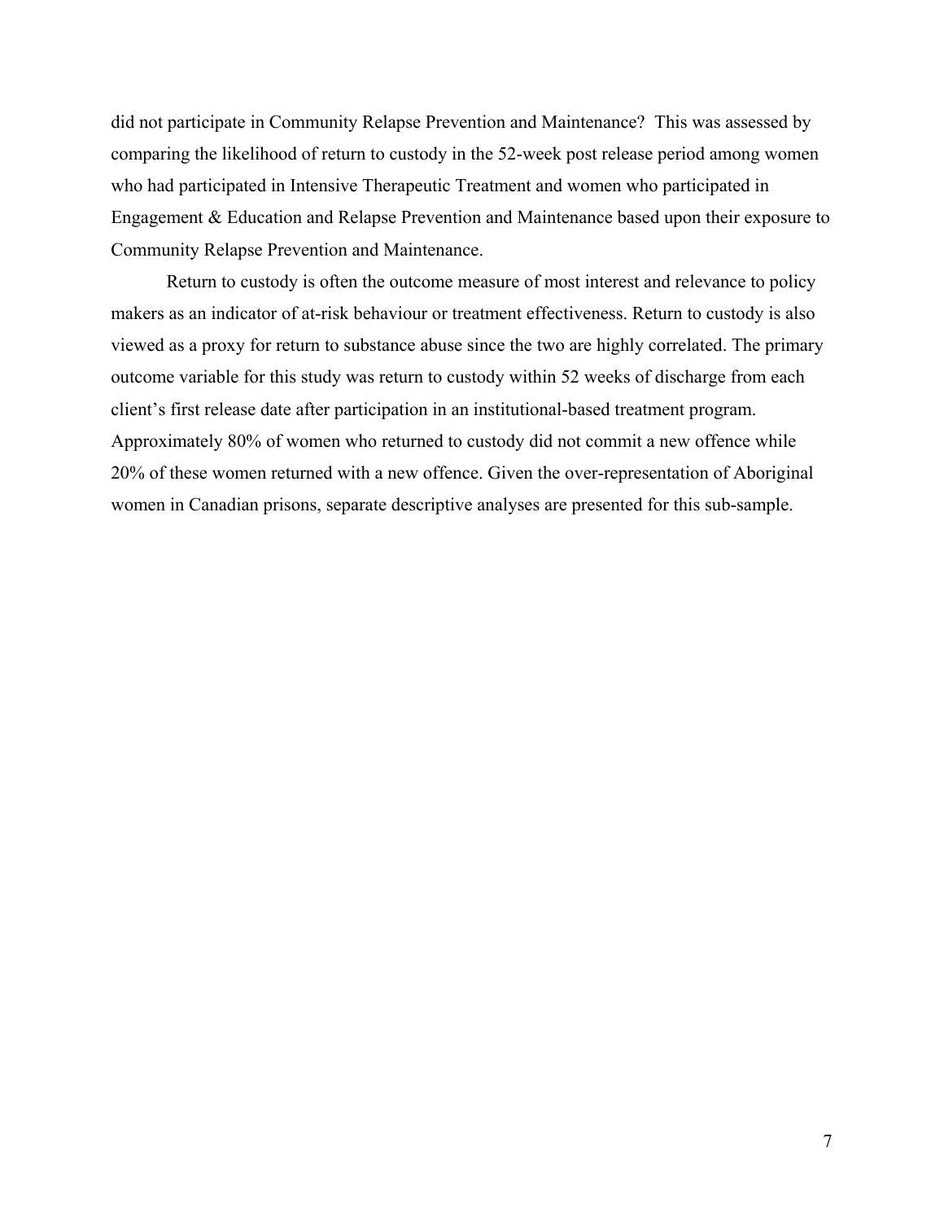did not participate in Community Relapse Prevention and Maintenance? This was assessed by comparing the likelihood of return to custody in the 52-week post release period among women who had participated in Intensive Therapeutic Treatment and women who participated in Engagement & Education and Relapse Prevention and Maintenance based upon their exposure to Community Relapse Prevention and Maintenance.

Return to custody is often the outcome measure of most interest and relevance to policy makers as an indicator of at-risk behaviour or treatment effectiveness. Return to custody is also viewed as a proxy for return to substance abuse since the two are highly correlated. The primary outcome variable for this study was return to custody within 52 weeks of discharge from each client's first release date after participation in an institutional-based treatment program. Approximately 80% of women who returned to custody did not commit a new offence while 20% of these women returned with a new offence. Given the over-representation of Aboriginal women in Canadian prisons, separate descriptive analyses are presented for this sub-sample.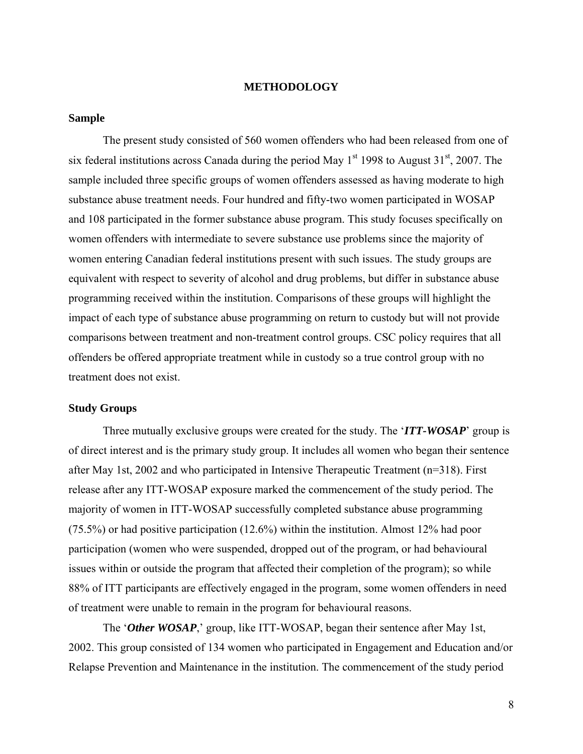# METHODOLOGY

## Sample

The present study consisted of 560 women offenders who had been released from one of six federal institutions across Canada during the period May 1st 1998 to August 31st, 2007. The sample included three specific groups of women offenders assessed as having moderate to high substance abuse treatment needs. Four hundred and fifty-two women participated in WOSAP and 108 participated in the former substance abuse program. This study focuses specifically on women offenders with intermediate to severe substance use problems since the majority of women entering Canadian federal institutions present with such issues. The study groups are equivalent with respect to severity of alcohol and drug problems, but differ in substance abuse programming received within the institution. Comparisons of these groups will highlight the impact of each type of substance abuse programming on return to custody but will not provide comparisons between treatment and non-treatment control groups. CSC policy requires that all offenders be offered appropriate treatment while in custody so a true control group with no treatment does not exist.

## Study Groups

Three mutually exclusive groups were created for the study. The '***ITT-WOSAP***' group is of direct interest and is the primary study group. It includes all women who began their sentence after May 1st, 2002 and who participated in Intensive Therapeutic Treatment (n=318). First release after any ITT-WOSAP exposure marked the commencement of the study period. The majority of women in ITT-WOSAP successfully completed substance abuse programming (75.5%) or had positive participation (12.6%) within the institution. Almost 12% had poor participation (women who were suspended, dropped out of the program, or had behavioural issues within or outside the program that affected their completion of the program); so while 88% of ITT participants are effectively engaged in the program, some women offenders in need of treatment were unable to remain in the program for behavioural reasons.

The '***Other WOSAP***,' group, like ITT-WOSAP, began their sentence after May 1st, 2002. This group consisted of 134 women who participated in Engagement and Education and/or Relapse Prevention and Maintenance in the institution. The commencement of the study period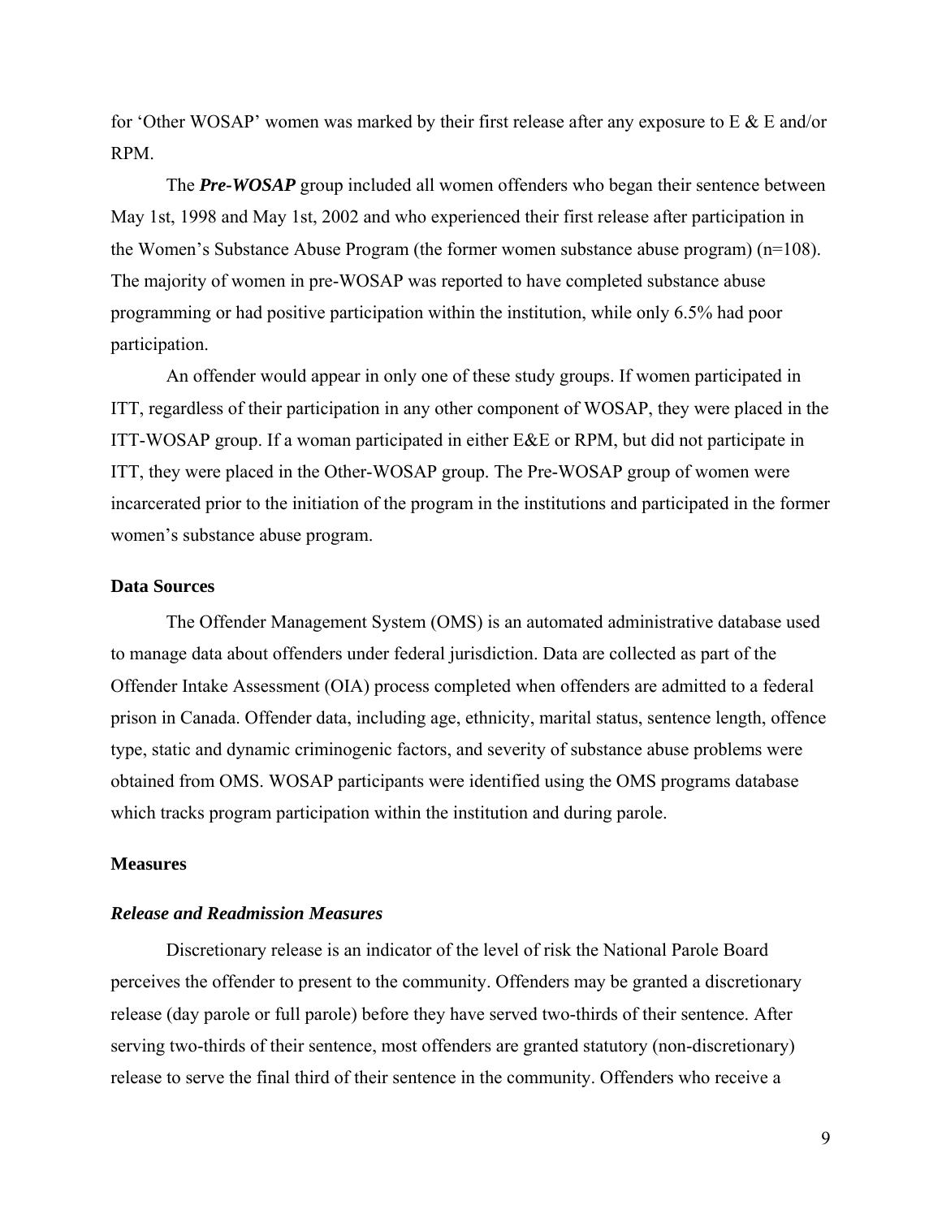for 'Other WOSAP' women was marked by their first release after any exposure to E & E and/or RPM.

The ***Pre-WOSAP*** group included all women offenders who began their sentence between May 1st, 1998 and May 1st, 2002 and who experienced their first release after participation in the Women's Substance Abuse Program (the former women substance abuse program) (n=108). The majority of women in pre-WOSAP was reported to have completed substance abuse programming or had positive participation within the institution, while only 6.5% had poor participation.

An offender would appear in only one of these study groups. If women participated in ITT, regardless of their participation in any other component of WOSAP, they were placed in the ITT-WOSAP group. If a woman participated in either E&E or RPM, but did not participate in ITT, they were placed in the Other-WOSAP group. The Pre-WOSAP group of women were incarcerated prior to the initiation of the program in the institutions and participated in the former women's substance abuse program.

## Data Sources

The Offender Management System (OMS) is an automated administrative database used to manage data about offenders under federal jurisdiction. Data are collected as part of the Offender Intake Assessment (OIA) process completed when offenders are admitted to a federal prison in Canada. Offender data, including age, ethnicity, marital status, sentence length, offence type, static and dynamic criminogenic factors, and severity of substance abuse problems were obtained from OMS. WOSAP participants were identified using the OMS programs database which tracks program participation within the institution and during parole.

## Measures

### *Release and Readmission Measures*

Discretionary release is an indicator of the level of risk the National Parole Board perceives the offender to present to the community. Offenders may be granted a discretionary release (day parole or full parole) before they have served two-thirds of their sentence. After serving two-thirds of their sentence, most offenders are granted statutory (non-discretionary) release to serve the final third of their sentence in the community. Offenders who receive a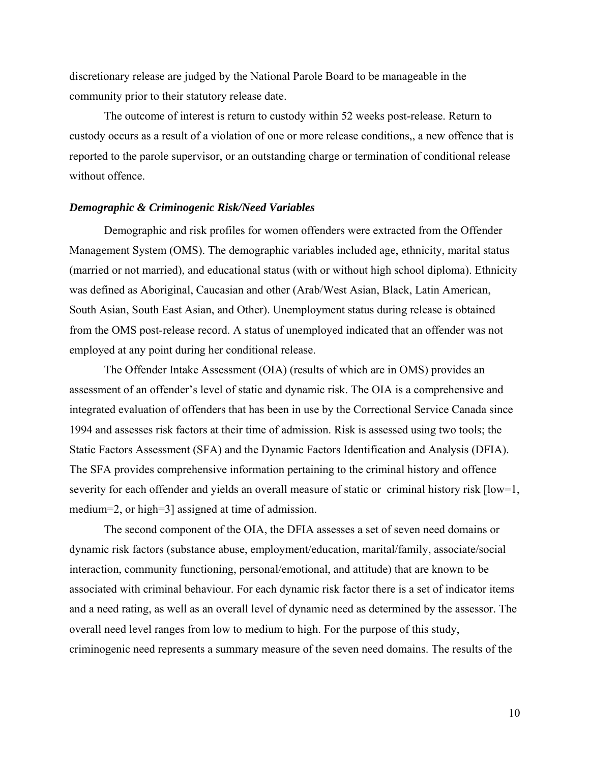discretionary release are judged by the National Parole Board to be manageable in the community prior to their statutory release date.

The outcome of interest is return to custody within 52 weeks post-release. Return to custody occurs as a result of a violation of one or more release conditions,, a new offence that is reported to the parole supervisor, or an outstanding charge or termination of conditional release without offence.

### *Demographic & Criminogenic Risk/Need Variables*

Demographic and risk profiles for women offenders were extracted from the Offender Management System (OMS). The demographic variables included age, ethnicity, marital status (married or not married), and educational status (with or without high school diploma). Ethnicity was defined as Aboriginal, Caucasian and other (Arab/West Asian, Black, Latin American, South Asian, South East Asian, and Other). Unemployment status during release is obtained from the OMS post-release record. A status of unemployed indicated that an offender was not employed at any point during her conditional release.

The Offender Intake Assessment (OIA) (results of which are in OMS) provides an assessment of an offender's level of static and dynamic risk. The OIA is a comprehensive and integrated evaluation of offenders that has been in use by the Correctional Service Canada since 1994 and assesses risk factors at their time of admission. Risk is assessed using two tools; the Static Factors Assessment (SFA) and the Dynamic Factors Identification and Analysis (DFIA). The SFA provides comprehensive information pertaining to the criminal history and offence severity for each offender and yields an overall measure of static or criminal history risk [low=1, medium=2, or high=3] assigned at time of admission.

The second component of the OIA, the DFIA assesses a set of seven need domains or dynamic risk factors (substance abuse, employment/education, marital/family, associate/social interaction, community functioning, personal/emotional, and attitude) that are known to be associated with criminal behaviour. For each dynamic risk factor there is a set of indicator items and a need rating, as well as an overall level of dynamic need as determined by the assessor. The overall need level ranges from low to medium to high. For the purpose of this study, criminogenic need represents a summary measure of the seven need domains. The results of the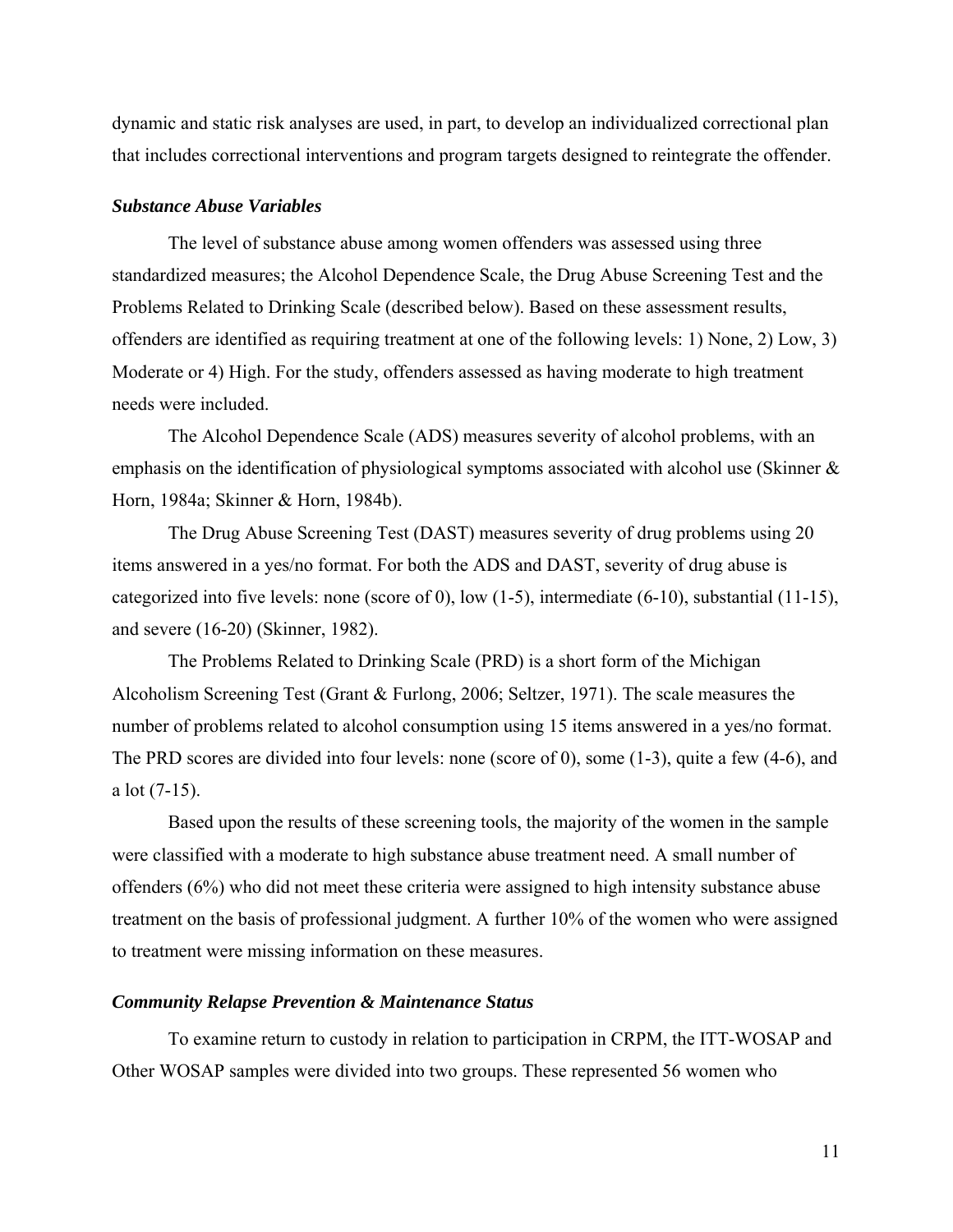dynamic and static risk analyses are used, in part, to develop an individualized correctional plan that includes correctional interventions and program targets designed to reintegrate the offender.

### *Substance Abuse Variables*

The level of substance abuse among women offenders was assessed using three standardized measures; the Alcohol Dependence Scale, the Drug Abuse Screening Test and the Problems Related to Drinking Scale (described below). Based on these assessment results, offenders are identified as requiring treatment at one of the following levels: 1) None, 2) Low, 3) Moderate or 4) High. For the study, offenders assessed as having moderate to high treatment needs were included.

The Alcohol Dependence Scale (ADS) measures severity of alcohol problems, with an emphasis on the identification of physiological symptoms associated with alcohol use (Skinner & Horn, 1984a; Skinner & Horn, 1984b).

The Drug Abuse Screening Test (DAST) measures severity of drug problems using 20 items answered in a yes/no format. For both the ADS and DAST, severity of drug abuse is categorized into five levels: none (score of 0), low (1-5), intermediate (6-10), substantial (11-15), and severe (16-20) (Skinner, 1982).

The Problems Related to Drinking Scale (PRD) is a short form of the Michigan Alcoholism Screening Test (Grant & Furlong, 2006; Seltzer, 1971). The scale measures the number of problems related to alcohol consumption using 15 items answered in a yes/no format. The PRD scores are divided into four levels: none (score of 0), some (1-3), quite a few (4-6), and a lot (7-15).

Based upon the results of these screening tools, the majority of the women in the sample were classified with a moderate to high substance abuse treatment need. A small number of offenders (6%) who did not meet these criteria were assigned to high intensity substance abuse treatment on the basis of professional judgment. A further 10% of the women who were assigned to treatment were missing information on these measures.

### *Community Relapse Prevention & Maintenance Status*

To examine return to custody in relation to participation in CRPM, the ITT-WOSAP and Other WOSAP samples were divided into two groups. These represented 56 women who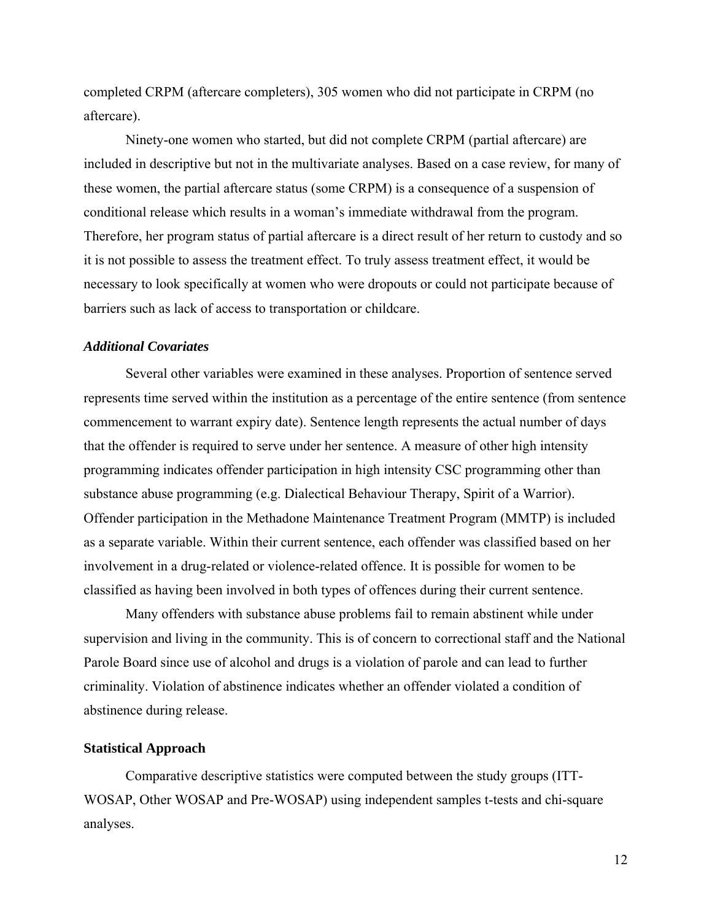completed CRPM (aftercare completers), 305 women who did not participate in CRPM (no aftercare).

Ninety-one women who started, but did not complete CRPM (partial aftercare) are included in descriptive but not in the multivariate analyses. Based on a case review, for many of these women, the partial aftercare status (some CRPM) is a consequence of a suspension of conditional release which results in a woman's immediate withdrawal from the program. Therefore, her program status of partial aftercare is a direct result of her return to custody and so it is not possible to assess the treatment effect. To truly assess treatment effect, it would be necessary to look specifically at women who were dropouts or could not participate because of barriers such as lack of access to transportation or childcare.

### *Additional Covariates*

Several other variables were examined in these analyses. Proportion of sentence served represents time served within the institution as a percentage of the entire sentence (from sentence commencement to warrant expiry date). Sentence length represents the actual number of days that the offender is required to serve under her sentence. A measure of other high intensity programming indicates offender participation in high intensity CSC programming other than substance abuse programming (e.g. Dialectical Behaviour Therapy, Spirit of a Warrior). Offender participation in the Methadone Maintenance Treatment Program (MMTP) is included as a separate variable. Within their current sentence, each offender was classified based on her involvement in a drug-related or violence-related offence. It is possible for women to be classified as having been involved in both types of offences during their current sentence.

Many offenders with substance abuse problems fail to remain abstinent while under supervision and living in the community. This is of concern to correctional staff and the National Parole Board since use of alcohol and drugs is a violation of parole and can lead to further criminality. Violation of abstinence indicates whether an offender violated a condition of abstinence during release.

## Statistical Approach

Comparative descriptive statistics were computed between the study groups (ITT-WOSAP, Other WOSAP and Pre-WOSAP) using independent samples t-tests and chi-square analyses.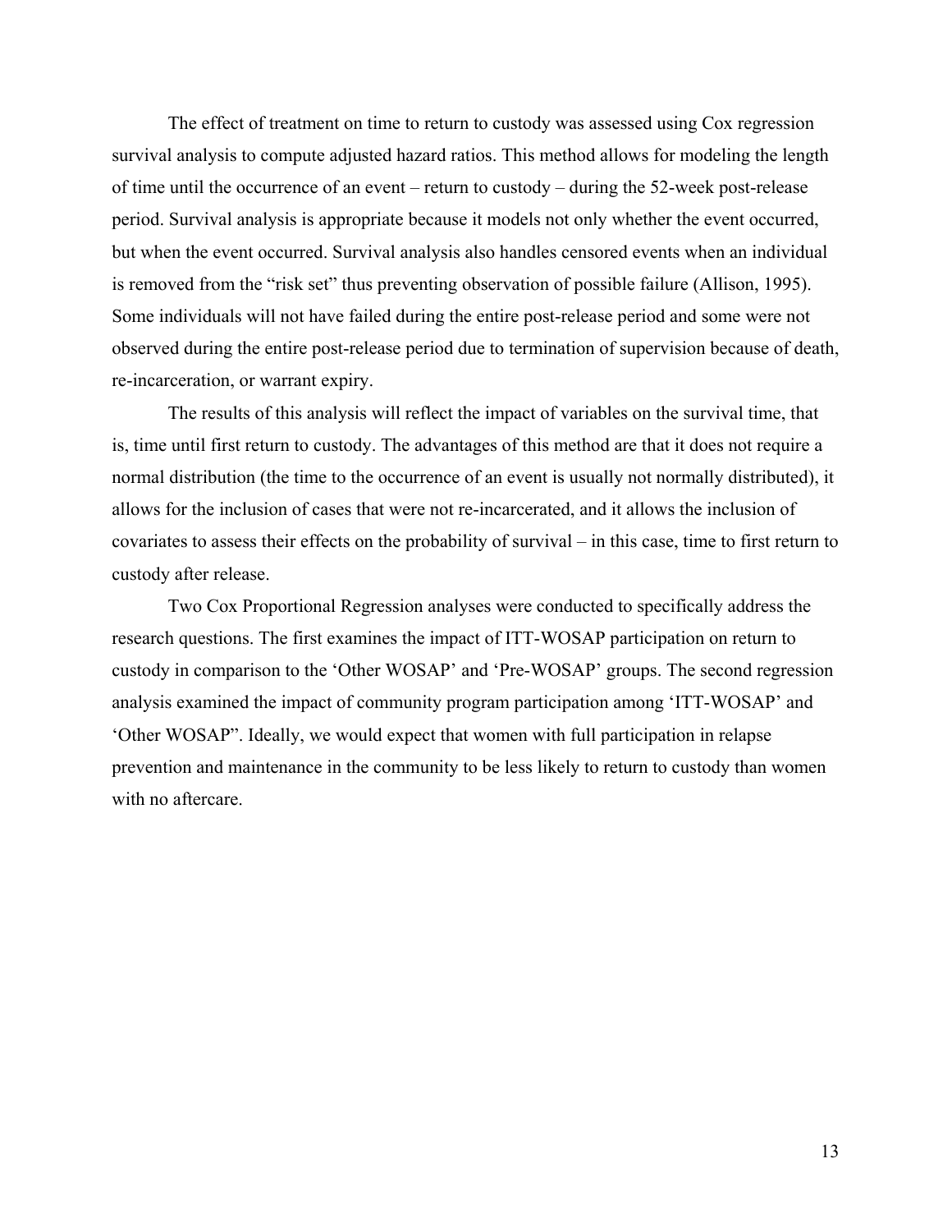The effect of treatment on time to return to custody was assessed using Cox regression survival analysis to compute adjusted hazard ratios. This method allows for modeling the length of time until the occurrence of an event – return to custody – during the 52-week post-release period. Survival analysis is appropriate because it models not only whether the event occurred, but when the event occurred. Survival analysis also handles censored events when an individual is removed from the "risk set" thus preventing observation of possible failure (Allison, 1995). Some individuals will not have failed during the entire post-release period and some were not observed during the entire post-release period due to termination of supervision because of death, re-incarceration, or warrant expiry.

The results of this analysis will reflect the impact of variables on the survival time, that is, time until first return to custody. The advantages of this method are that it does not require a normal distribution (the time to the occurrence of an event is usually not normally distributed), it allows for the inclusion of cases that were not re-incarcerated, and it allows the inclusion of covariates to assess their effects on the probability of survival – in this case, time to first return to custody after release.

Two Cox Proportional Regression analyses were conducted to specifically address the research questions. The first examines the impact of ITT-WOSAP participation on return to custody in comparison to the 'Other WOSAP' and 'Pre-WOSAP' groups. The second regression analysis examined the impact of community program participation among 'ITT-WOSAP' and 'Other WOSAP". Ideally, we would expect that women with full participation in relapse prevention and maintenance in the community to be less likely to return to custody than women with no aftercare.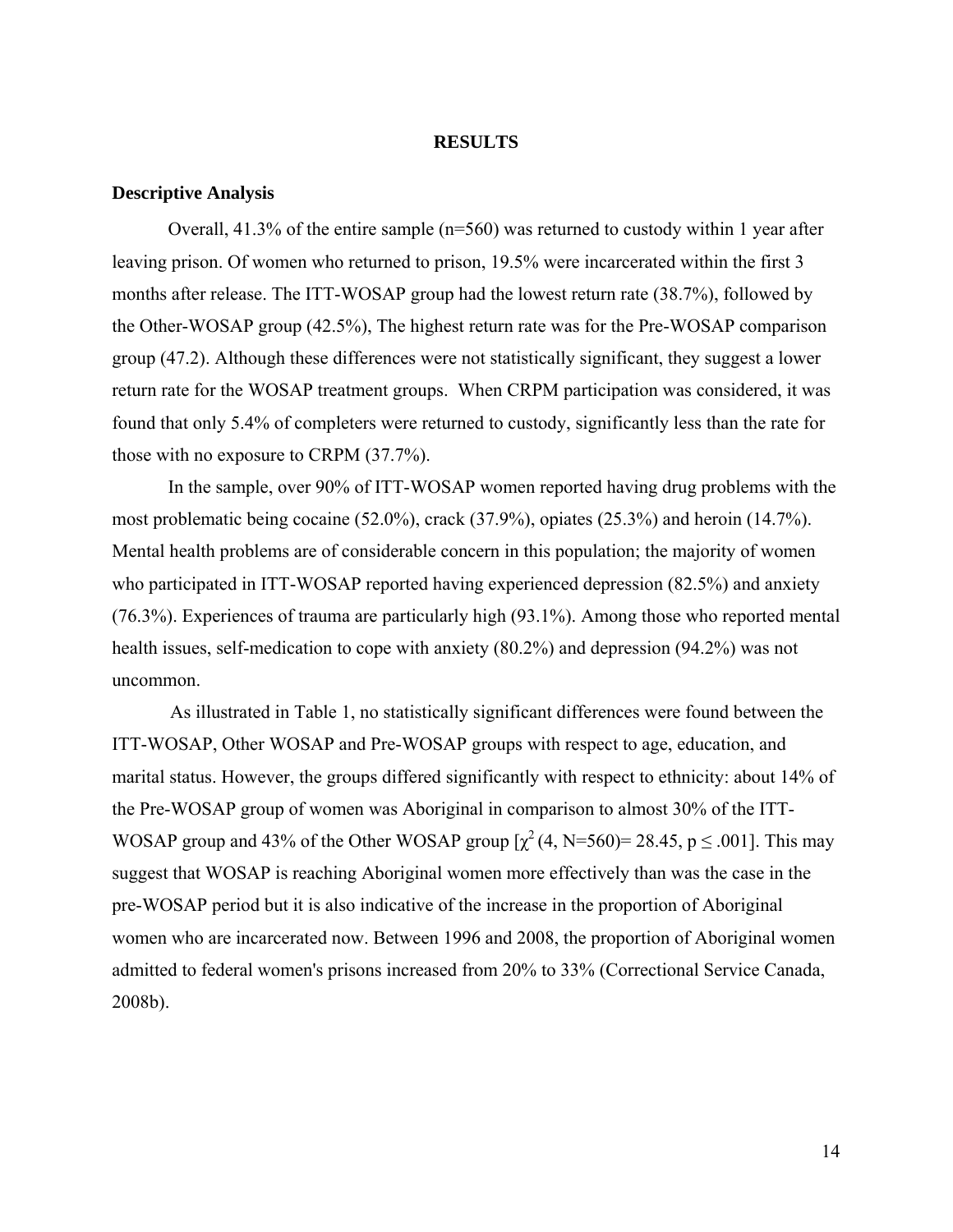# RESULTS

## Descriptive Analysis

Overall, 41.3% of the entire sample (n=560) was returned to custody within 1 year after leaving prison. Of women who returned to prison, 19.5% were incarcerated within the first 3 months after release. The ITT-WOSAP group had the lowest return rate (38.7%), followed by the Other-WOSAP group (42.5%), The highest return rate was for the Pre-WOSAP comparison group (47.2). Although these differences were not statistically significant, they suggest a lower return rate for the WOSAP treatment groups. When CRPM participation was considered, it was found that only 5.4% of completers were returned to custody, significantly less than the rate for those with no exposure to CRPM (37.7%).

In the sample, over 90% of ITT-WOSAP women reported having drug problems with the most problematic being cocaine (52.0%), crack (37.9%), opiates (25.3%) and heroin (14.7%). Mental health problems are of considerable concern in this population; the majority of women who participated in ITT-WOSAP reported having experienced depression (82.5%) and anxiety (76.3%). Experiences of trauma are particularly high (93.1%). Among those who reported mental health issues, self-medication to cope with anxiety (80.2%) and depression (94.2%) was not uncommon.

As illustrated in Table 1, no statistically significant differences were found between the ITT-WOSAP, Other WOSAP and Pre-WOSAP groups with respect to age, education, and marital status. However, the groups differed significantly with respect to ethnicity: about 14% of the Pre-WOSAP group of women was Aboriginal in comparison to almost 30% of the ITT-WOSAP group and 43% of the Other WOSAP group [$\chi^2$ (4, N=560)= 28.45, $p \leq .001$]. This may suggest that WOSAP is reaching Aboriginal women more effectively than was the case in the pre-WOSAP period but it is also indicative of the increase in the proportion of Aboriginal women who are incarcerated now. Between 1996 and 2008, the proportion of Aboriginal women admitted to federal women's prisons increased from 20% to 33% (Correctional Service Canada, 2008b).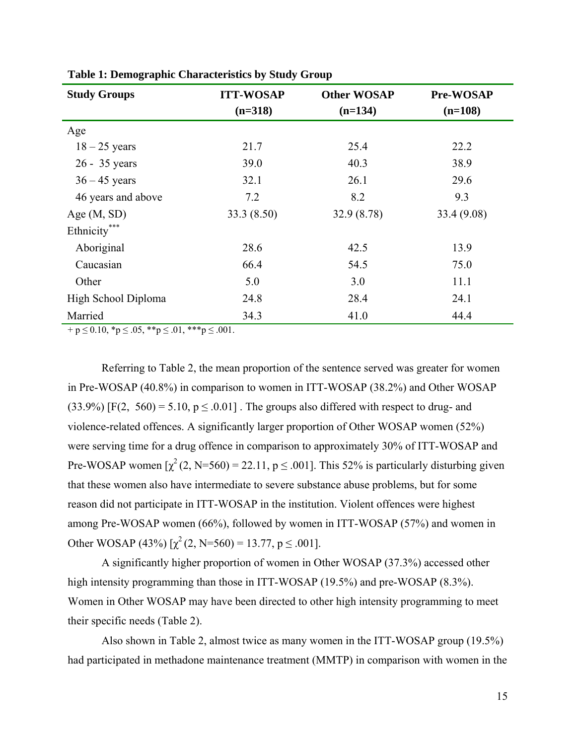**Table 1: Demographic Characteristics by Study Group**

| Study Groups | ITT-WOSAP (n=318) | Other WOSAP (n=134) | Pre-WOSAP (n=108) |
|---|---|---|---|
| Age | | | |
| 18 – 25 years | 21.7 | 25.4 | 22.2 |
| 26 - 35 years | 39.0 | 40.3 | 38.9 |
| 36 – 45 years | 32.1 | 26.1 | 29.6 |
| 46 years and above | 7.2 | 8.2 | 9.3 |
| Age (M, SD) | 33.3 (8.50) | 32.9 (8.78) | 33.4 (9.08) |
| Ethnicity*** | | | |
| Aboriginal | 28.6 | 42.5 | 13.9 |
| Caucasian | 66.4 | 54.5 | 75.0 |
| Other | 5.0 | 3.0 | 11.1 |
| High School Diploma | 24.8 | 28.4 | 24.1 |
| Married | 34.3 | 41.0 | 44.4 |

+ $p \leq 0.10$, \*$p \leq .05$, \*\*$p \leq .01$, \*\*\*$p \leq .001$.

Referring to Table 2, the mean proportion of the sentence served was greater for women in Pre-WOSAP (40.8%) in comparison to women in ITT-WOSAP (38.2%) and Other WOSAP (33.9%) [$F(2, 560) = 5.10$, $p \leq .0.01$] . The groups also differed with respect to drug- and violence-related offences. A significantly larger proportion of Other WOSAP women (52%) were serving time for a drug offence in comparison to approximately 30% of ITT-WOSAP and Pre-WOSAP women [$\chi^2$ (2, N=560) = 22.11, $p \leq .001$]. This 52% is particularly disturbing given that these women also have intermediate to severe substance abuse problems, but for some reason did not participate in ITT-WOSAP in the institution. Violent offences were highest among Pre-WOSAP women (66%), followed by women in ITT-WOSAP (57%) and women in Other WOSAP (43%) [$\chi^2$ (2, N=560) = 13.77, $p \leq .001$].

A significantly higher proportion of women in Other WOSAP (37.3%) accessed other high intensity programming than those in ITT-WOSAP (19.5%) and pre-WOSAP (8.3%). Women in Other WOSAP may have been directed to other high intensity programming to meet their specific needs (Table 2).

Also shown in Table 2, almost twice as many women in the ITT-WOSAP group (19.5%) had participated in methadone maintenance treatment (MMTP) in comparison with women in the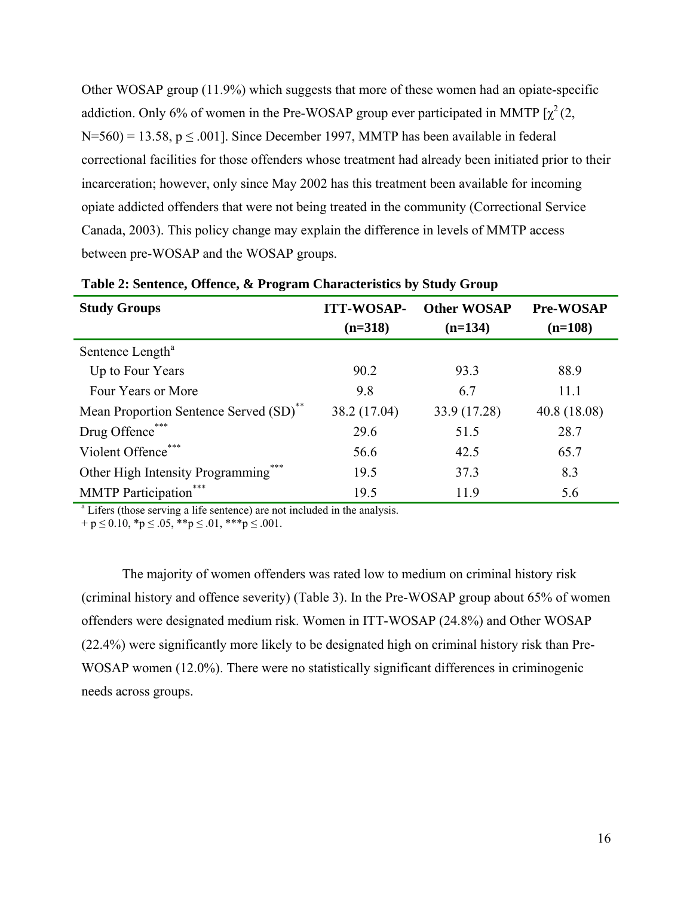Other WOSAP group (11.9%) which suggests that more of these women had an opiate-specific addiction. Only 6% of women in the Pre-WOSAP group ever participated in MMTP [$\chi^2$ (2, N=560) = 13.58, $p \leq .001$]. Since December 1997, MMTP has been available in federal correctional facilities for those offenders whose treatment had already been initiated prior to their incarceration; however, only since May 2002 has this treatment been available for incoming opiate addicted offenders that were not being treated in the community (Correctional Service Canada, 2003). This policy change may explain the difference in levels of MMTP access between pre-WOSAP and the WOSAP groups.

**Table 2: Sentence, Offence, & Program Characteristics by Study Group**

| Study Groups | ITT-WOSAP- (n=318) | Other WOSAP (n=134) | Pre-WOSAP (n=108) |
|---|---|---|---|
| Sentence Length[a] | | | |
| Up to Four Years | 90.2 | 93.3 | 88.9 |
| Four Years or More | 9.8 | 6.7 | 11.1 |
| Mean Proportion Sentence Served (SD)** | 38.2 (17.04) | 33.9 (17.28) | 40.8 (18.08) |
| Drug Offence*** | 29.6 | 51.5 | 28.7 |
| Violent Offence*** | 56.6 | 42.5 | 65.7 |
| Other High Intensity Programming*** | 19.5 | 37.3 | 8.3 |
| MMTP Participation*** | 19.5 | 11.9 | 5.6 |

[a] Lifers (those serving a life sentence) are not included in the analysis.
+ $p \leq 0.10$, *$p \leq .05$, **$p \leq .01$, ***$p \leq .001$.

The majority of women offenders was rated low to medium on criminal history risk (criminal history and offence severity) (Table 3). In the Pre-WOSAP group about 65% of women offenders were designated medium risk. Women in ITT-WOSAP (24.8%) and Other WOSAP (22.4%) were significantly more likely to be designated high on criminal history risk than Pre-WOSAP women (12.0%). There were no statistically significant differences in criminogenic needs across groups.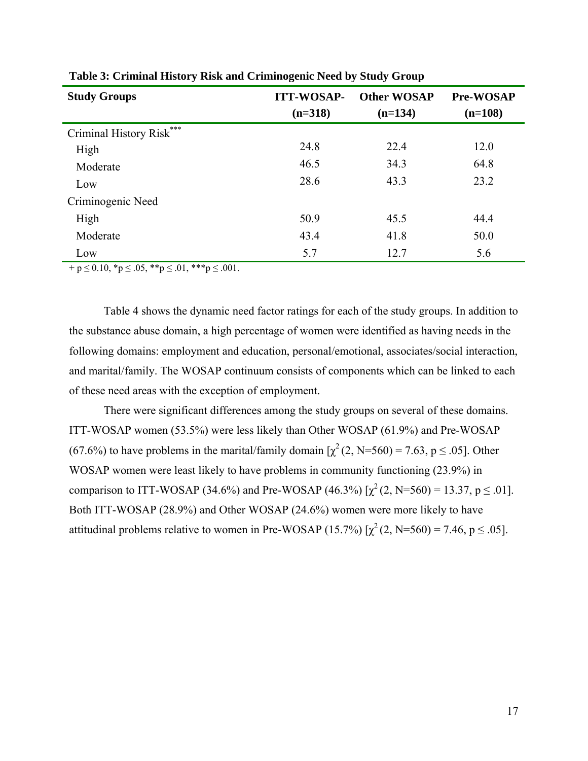**Table 3: Criminal History Risk and Criminogenic Need by Study Group**

| Study Groups | ITT-WOSAP- (n=318) | Other WOSAP (n=134) | Pre-WOSAP (n=108) |
|---|---|---|---|
| Criminal History Risk*** | | | |
| High | 24.8 | 22.4 | 12.0 |
| Moderate | 46.5 | 34.3 | 64.8 |
| Low | 28.6 | 43.3 | 23.2 |
| Criminogenic Need | | | |
| High | 50.9 | 45.5 | 44.4 |
| Moderate | 43.4 | 41.8 | 50.0 |
| Low | 5.7 | 12.7 | 5.6 |

+ $p \leq 0.10$, \*$p \leq .05$, \*\*$p \leq .01$, \*\*\*$p \leq .001$.

Table 4 shows the dynamic need factor ratings for each of the study groups. In addition to the substance abuse domain, a high percentage of women were identified as having needs in the following domains: employment and education, personal/emotional, associates/social interaction, and marital/family. The WOSAP continuum consists of components which can be linked to each of these need areas with the exception of employment.

There were significant differences among the study groups on several of these domains. ITT-WOSAP women (53.5%) were less likely than Other WOSAP (61.9%) and Pre-WOSAP (67.6%) to have problems in the marital/family domain [$\chi^2$(2, N=560) = 7.63, $p \leq .05$]. Other WOSAP women were least likely to have problems in community functioning (23.9%) in comparison to ITT-WOSAP (34.6%) and Pre-WOSAP (46.3%) [$\chi^2$(2, N=560) = 13.37, $p \leq .01$]. Both ITT-WOSAP (28.9%) and Other WOSAP (24.6%) women were more likely to have attitudinal problems relative to women in Pre-WOSAP (15.7%) [$\chi^2$(2, N=560) = 7.46, $p \leq .05$].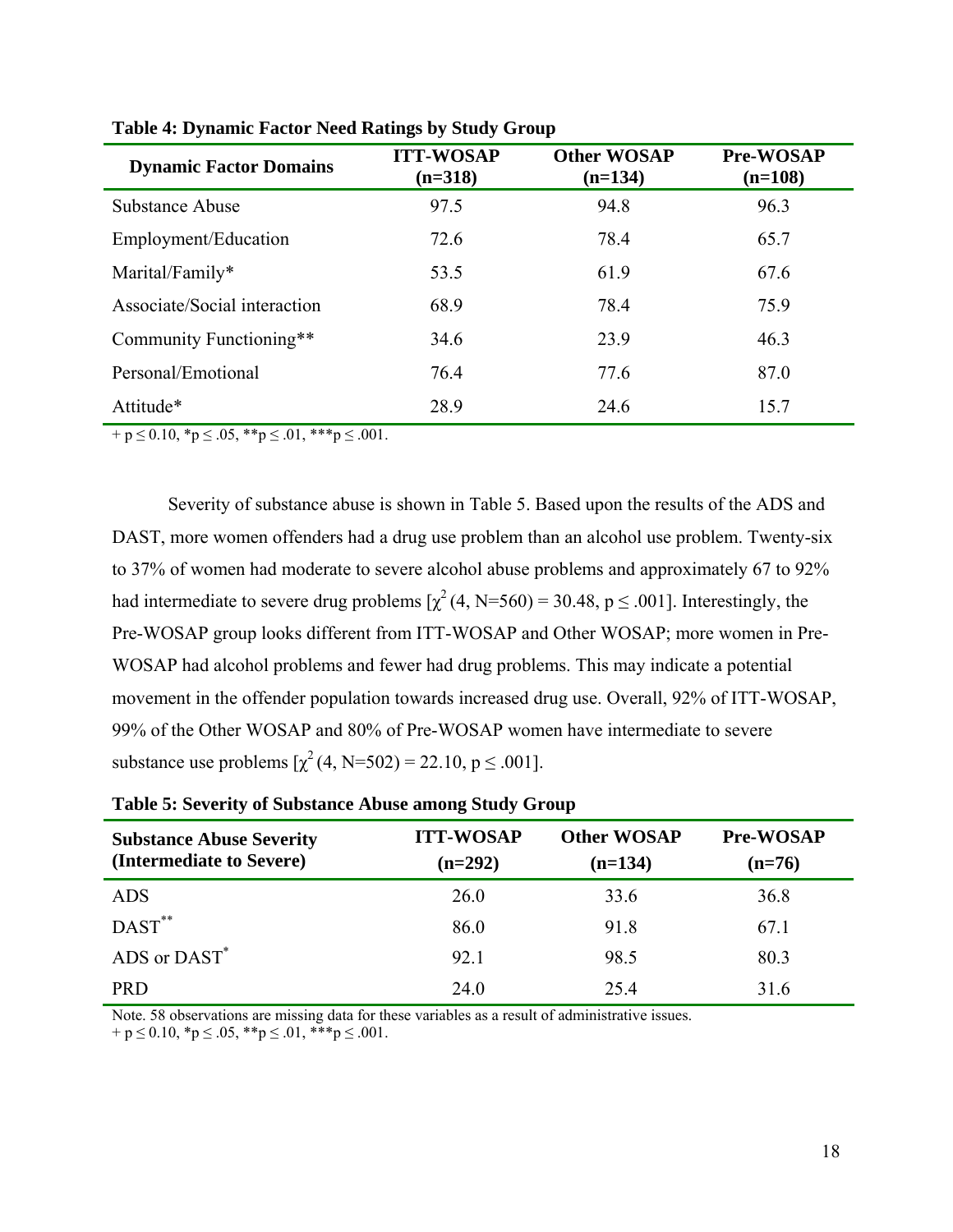**Table 4: Dynamic Factor Need Ratings by Study Group**

| Dynamic Factor Domains | ITT-WOSAP (n=318) | Other WOSAP (n=134) | Pre-WOSAP (n=108) |
|---|---|---|---|
| Substance Abuse | 97.5 | 94.8 | 96.3 |
| Employment/Education | 72.6 | 78.4 | 65.7 |
| Marital/Family* | 53.5 | 61.9 | 67.6 |
| Associate/Social interaction | 68.9 | 78.4 | 75.9 |
| Community Functioning** | 34.6 | 23.9 | 46.3 |
| Personal/Emotional | 76.4 | 77.6 | 87.0 |
| Attitude* | 28.9 | 24.6 | 15.7 |

+ $p \leq 0.10$, *$p \leq .05$, **$p \leq .01$, ***$p \leq .001$.

Severity of substance abuse is shown in Table 5. Based upon the results of the ADS and DAST, more women offenders had a drug use problem than an alcohol use problem. Twenty-six to 37% of women had moderate to severe alcohol abuse problems and approximately 67 to 92% had intermediate to severe drug problems [$\chi^2$ (4, N=560) = 30.48, $p \leq .001$]. Interestingly, the Pre-WOSAP group looks different from ITT-WOSAP and Other WOSAP; more women in Pre-WOSAP had alcohol problems and fewer had drug problems. This may indicate a potential movement in the offender population towards increased drug use. Overall, 92% of ITT-WOSAP, 99% of the Other WOSAP and 80% of Pre-WOSAP women have intermediate to severe substance use problems [$\chi^2$ (4, N=502) = 22.10, $p \leq .001$].

**Table 5: Severity of Substance Abuse among Study Group**

| Substance Abuse Severity (Intermediate to Severe) | ITT-WOSAP (n=292) | Other WOSAP (n=134) | Pre-WOSAP (n=76) |
|---|---|---|---|
| ADS | 26.0 | 33.6 | 36.8 |
| DAST** | 86.0 | 91.8 | 67.1 |
| ADS or DAST* | 92.1 | 98.5 | 80.3 |
| PRD | 24.0 | 25.4 | 31.6 |

Note. 58 observations are missing data for these variables as a result of administrative issues.
+ $p \leq 0.10$, *$p \leq .05$, **$p \leq .01$, ***$p \leq .001$.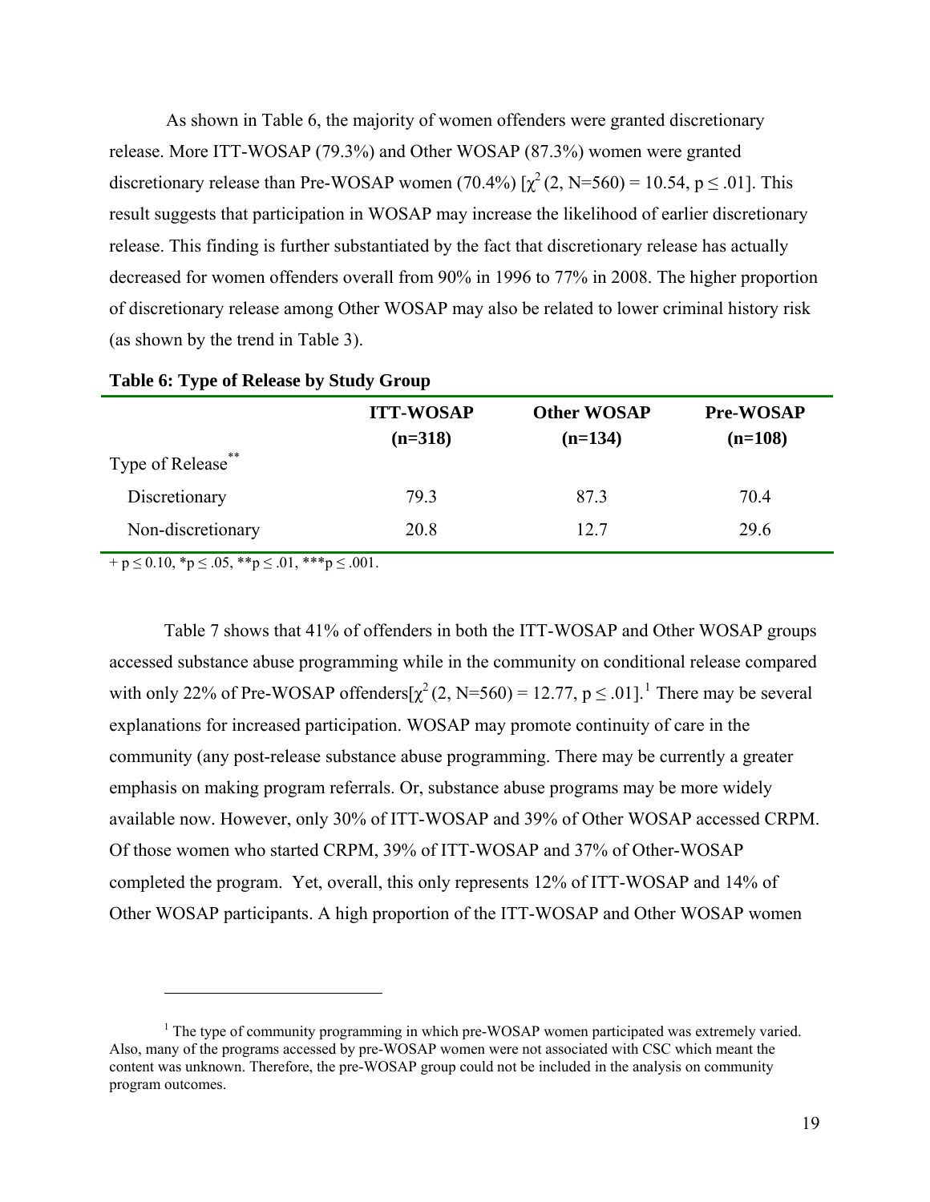As shown in Table 6, the majority of women offenders were granted discretionary release. More ITT-WOSAP (79.3%) and Other WOSAP (87.3%) women were granted discretionary release than Pre-WOSAP women (70.4%) [$\chi^2$ (2, N=560) = 10.54, p ≤ .01]. This result suggests that participation in WOSAP may increase the likelihood of earlier discretionary release. This finding is further substantiated by the fact that discretionary release has actually decreased for women offenders overall from 90% in 1996 to 77% in 2008. The higher proportion of discretionary release among Other WOSAP may also be related to lower criminal history risk (as shown by the trend in Table 3).

**Table 6: Type of Release by Study Group**

| | ITT-WOSAP (n=318) | Other WOSAP (n=134) | Pre-WOSAP (n=108) |
|---|---|---|---|
| Type of Release** | | | |
| Discretionary | 79.3 | 87.3 | 70.4 |
| Non-discretionary | 20.8 | 12.7 | 29.6 |

+ p ≤ 0.10, *p ≤ .05, **p ≤ .01, ***p ≤ .001.

Table 7 shows that 41% of offenders in both the ITT-WOSAP and Other WOSAP groups accessed substance abuse programming while in the community on conditional release compared with only 22% of Pre-WOSAP offenders[$\chi^2$ (2, N=560) = 12.77, p ≤ .01].[1] There may be several explanations for increased participation. WOSAP may promote continuity of care in the community (any post-release substance abuse programming. There may be currently a greater emphasis on making program referrals. Or, substance abuse programs may be more widely available now. However, only 30% of ITT-WOSAP and 39% of Other WOSAP accessed CRPM. Of those women who started CRPM, 39% of ITT-WOSAP and 37% of Other-WOSAP completed the program. Yet, overall, this only represents 12% of ITT-WOSAP and 14% of Other WOSAP participants. A high proportion of the ITT-WOSAP and Other WOSAP women

[1] The type of community programming in which pre-WOSAP women participated was extremely varied. Also, many of the programs accessed by pre-WOSAP women were not associated with CSC which meant the content was unknown. Therefore, the pre-WOSAP group could not be included in the analysis on community program outcomes.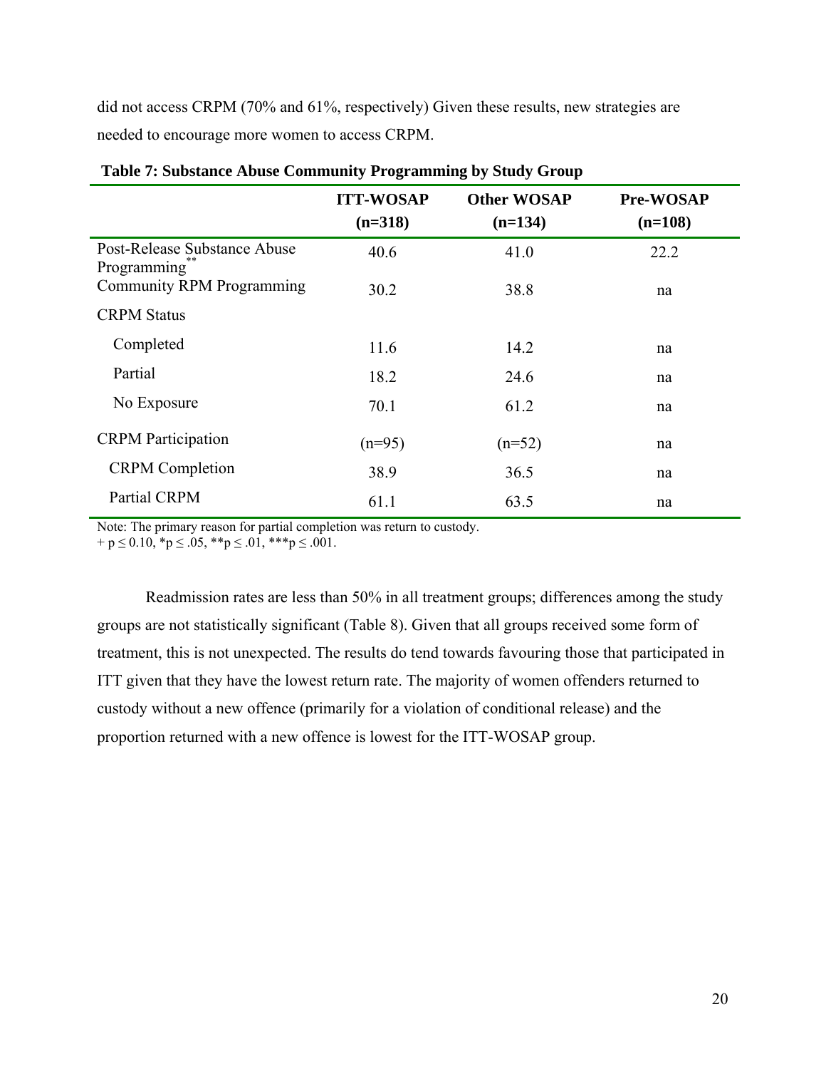did not access CRPM (70% and 61%, respectively) Given these results, new strategies are needed to encourage more women to access CRPM.

**Table 7: Substance Abuse Community Programming by Study Group**

| | ITT-WOSAP (n=318) | Other WOSAP (n=134) | Pre-WOSAP (n=108) |
|---|---|---|---|
| Post-Release Substance Abuse Programming** | 40.6 | 41.0 | 22.2 |
| Community RPM Programming | 30.2 | 38.8 | na |
| CRPM Status | | | |
| Completed | 11.6 | 14.2 | na |
| Partial | 18.2 | 24.6 | na |
| No Exposure | 70.1 | 61.2 | na |
| CRPM Participation | (n=95) | (n=52) | na |
| CRPM Completion | 38.9 | 36.5 | na |
| Partial CRPM | 61.1 | 63.5 | na |

Note: The primary reason for partial completion was return to custody.
$+ p \leq 0.10$, $*p \leq .05$, $**p \leq .01$, $***p \leq .001$.

Readmission rates are less than 50% in all treatment groups; differences among the study groups are not statistically significant (Table 8). Given that all groups received some form of treatment, this is not unexpected. The results do tend towards favouring those that participated in ITT given that they have the lowest return rate. The majority of women offenders returned to custody without a new offence (primarily for a violation of conditional release) and the proportion returned with a new offence is lowest for the ITT-WOSAP group.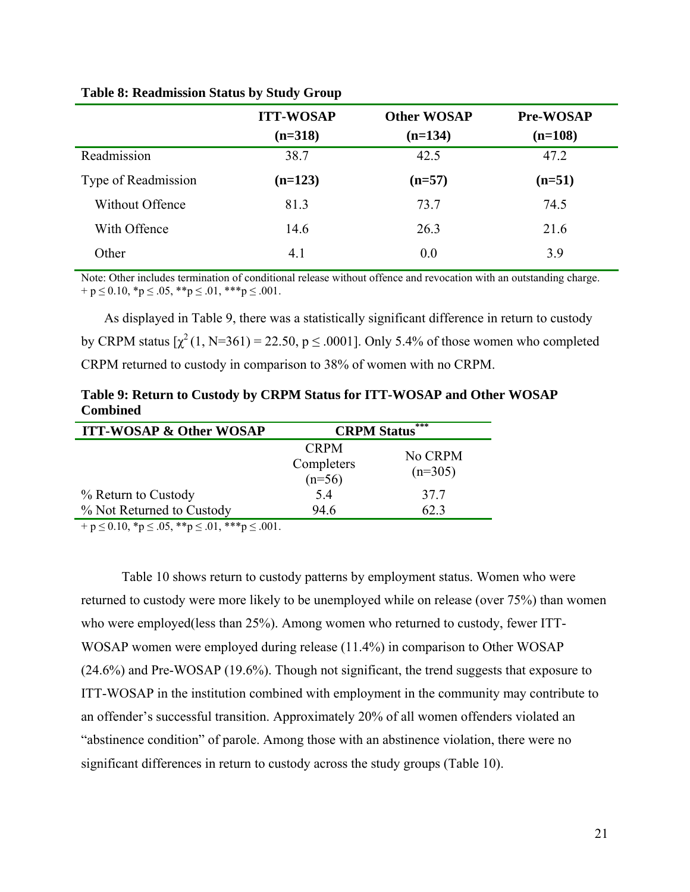**Table 8: Readmission Status by Study Group**

| | ITT-WOSAP (n=318) | Other WOSAP (n=134) | Pre-WOSAP (n=108) |
|---|---|---|---|
| Readmission | 38.7 | 42.5 | 47.2 |
| Type of Readmission | **(n=123)** | **(n=57)** | **(n=51)** |
| Without Offence | 81.3 | 73.7 | 74.5 |
| With Offence | 14.6 | 26.3 | 21.6 |
| Other | 4.1 | 0.0 | 3.9 |

Note: Other includes termination of conditional release without offence and revocation with an outstanding charge.
+ p ≤ 0.10, *p ≤ .05, **p ≤ .01, ***p ≤ .001.

As displayed in Table 9, there was a statistically significant difference in return to custody by CRPM status [$\chi^2$ (1, N=361) = 22.50, p ≤ .0001]. Only 5.4% of those women who completed CRPM returned to custody in comparison to 38% of women with no CRPM.

**Table 9: Return to Custody by CRPM Status for ITT-WOSAP and Other WOSAP Combined**

| ITT-WOSAP & Other WOSAP | CRPM Status*** | |
|---|---|---|
| | CRPM Completers (n=56) | No CRPM (n=305) |
| % Return to Custody | 5.4 | 37.7 |
| % Not Returned to Custody | 94.6 | 62.3 |

+ p ≤ 0.10, *p ≤ .05, **p ≤ .01, ***p ≤ .001.

Table 10 shows return to custody patterns by employment status. Women who were returned to custody were more likely to be unemployed while on release (over 75%) than women who were employed(less than 25%). Among women who returned to custody, fewer ITT-WOSAP women were employed during release (11.4%) in comparison to Other WOSAP (24.6%) and Pre-WOSAP (19.6%). Though not significant, the trend suggests that exposure to ITT-WOSAP in the institution combined with employment in the community may contribute to an offender's successful transition. Approximately 20% of all women offenders violated an "abstinence condition" of parole. Among those with an abstinence violation, there were no significant differences in return to custody across the study groups (Table 10).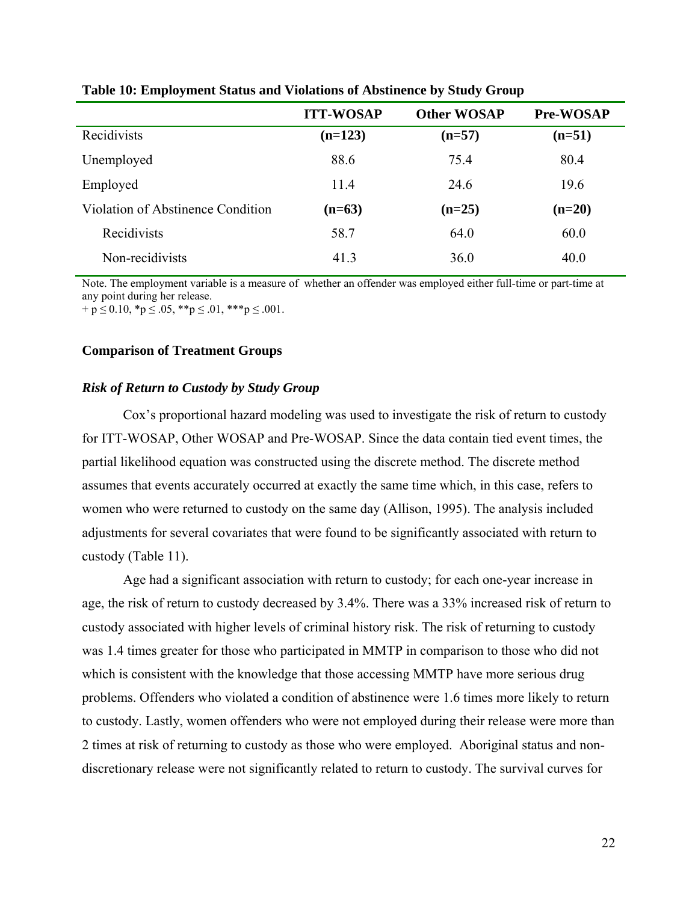**Table 10: Employment Status and Violations of Abstinence by Study Group**

| | ITT-WOSAP | Other WOSAP | Pre-WOSAP |
|---|---|---|---|
| Recidivists | **(n=123)** | **(n=57)** | **(n=51)** |
| Unemployed | 88.6 | 75.4 | 80.4 |
| Employed | 11.4 | 24.6 | 19.6 |
| Violation of Abstinence Condition | **(n=63)** | **(n=25)** | **(n=20)** |
| Recidivists | 58.7 | 64.0 | 60.0 |
| Non-recidivists | 41.3 | 36.0 | 40.0 |

Note. The employment variable is a measure of whether an offender was employed either full-time or part-time at any point during her release.
+ $p \leq 0.10$, \*$p \leq .05$, \*\*$p \leq .01$, \*\*\*$p \leq .001$.

### Comparison of Treatment Groups

#### *Risk of Return to Custody by Study Group*

Cox's proportional hazard modeling was used to investigate the risk of return to custody for ITT-WOSAP, Other WOSAP and Pre-WOSAP. Since the data contain tied event times, the partial likelihood equation was constructed using the discrete method. The discrete method assumes that events accurately occurred at exactly the same time which, in this case, refers to women who were returned to custody on the same day (Allison, 1995). The analysis included adjustments for several covariates that were found to be significantly associated with return to custody (Table 11).

Age had a significant association with return to custody; for each one-year increase in age, the risk of return to custody decreased by 3.4%. There was a 33% increased risk of return to custody associated with higher levels of criminal history risk. The risk of returning to custody was 1.4 times greater for those who participated in MMTP in comparison to those who did not which is consistent with the knowledge that those accessing MMTP have more serious drug problems. Offenders who violated a condition of abstinence were 1.6 times more likely to return to custody. Lastly, women offenders who were not employed during their release were more than 2 times at risk of returning to custody as those who were employed. Aboriginal status and non-discretionary release were not significantly related to return to custody. The survival curves for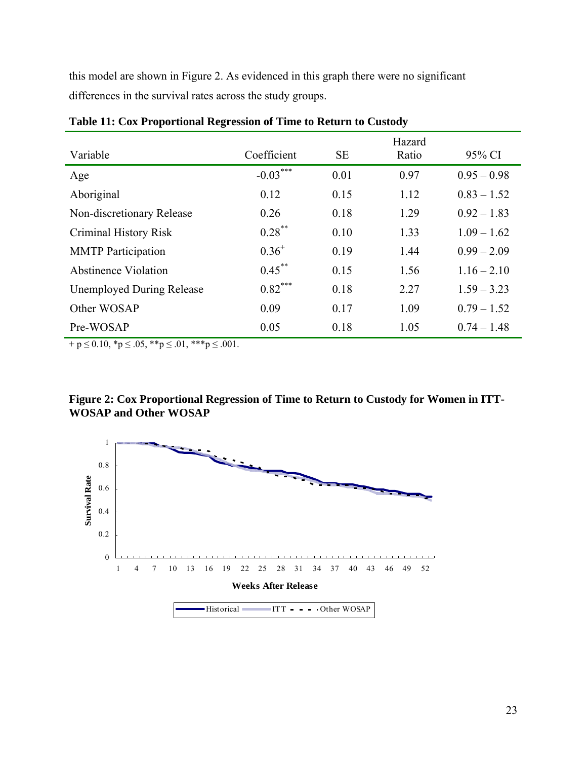this model are shown in Figure 2. As evidenced in this graph there were no significant differences in the survival rates across the study groups.

**Table 11: Cox Proportional Regression of Time to Return to Custody**

| Variable | Coefficient | SE | Hazard Ratio | 95% CI |
|---|---|---|---|---|
| Age | -0.03*** | 0.01 | 0.97 | 0.95 – 0.98 |
| Aboriginal | 0.12 | 0.15 | 1.12 | 0.83 – 1.52 |
| Non-discretionary Release | 0.26 | 0.18 | 1.29 | 0.92 – 1.83 |
| Criminal History Risk | 0.28** | 0.10 | 1.33 | 1.09 – 1.62 |
| MMTP Participation | 0.36+ | 0.19 | 1.44 | 0.99 – 2.09 |
| Abstinence Violation | 0.45** | 0.15 | 1.56 | 1.16 – 2.10 |
| Unemployed During Release | 0.82*** | 0.18 | 2.27 | 1.59 – 3.23 |
| Other WOSAP | 0.09 | 0.17 | 1.09 | 0.79 – 1.52 |
| Pre-WOSAP | 0.05 | 0.18 | 1.05 | 0.74 – 1.48 |

+ $p \leq 0.10$, * $p \leq .05$, ** $p \leq .01$, *** $p \leq .001$.

**Figure 2: Cox Proportional Regression of Time to Return to Custody for Women in ITT-WOSAP and Other WOSAP**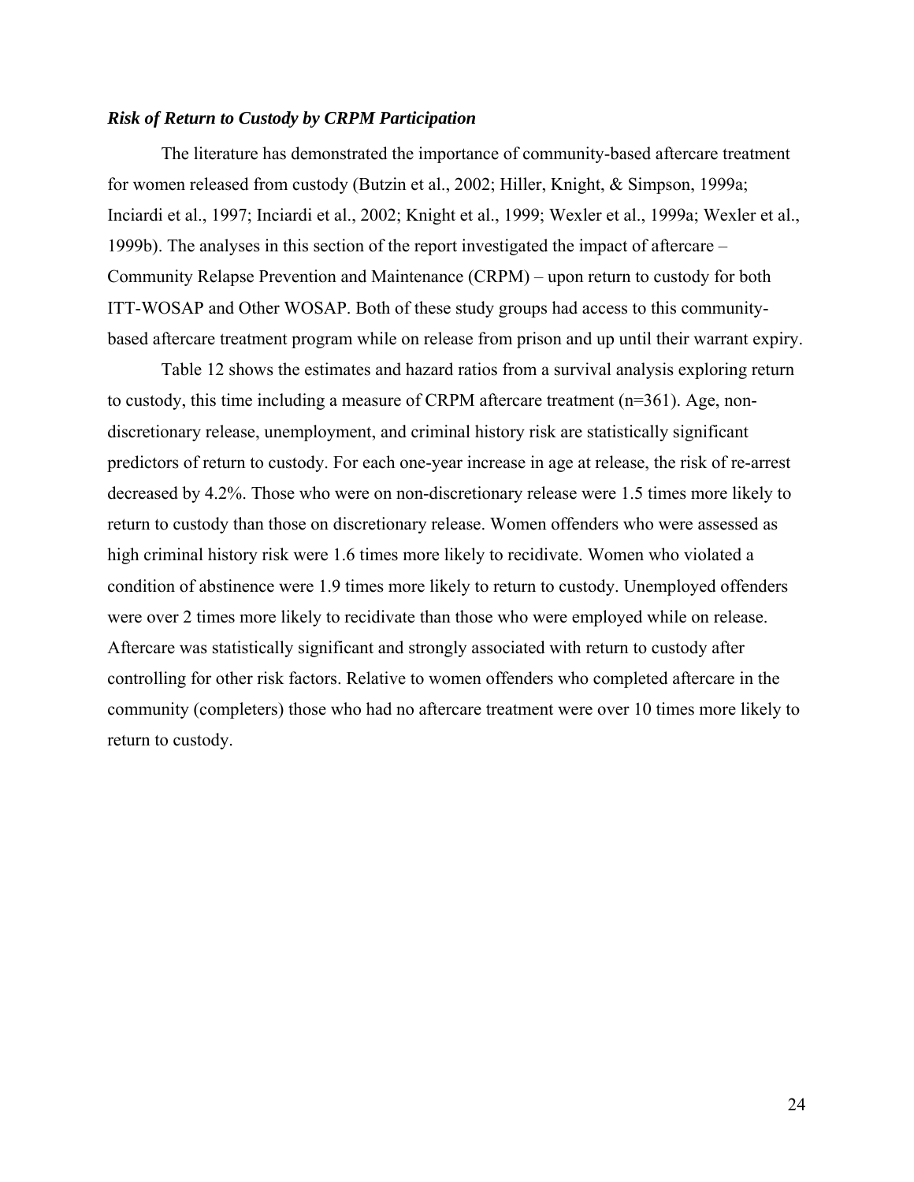### *Risk of Return to Custody by CRPM Participation*

The literature has demonstrated the importance of community-based aftercare treatment for women released from custody (Butzin et al., 2002; Hiller, Knight, & Simpson, 1999a; Inciardi et al., 1997; Inciardi et al., 2002; Knight et al., 1999; Wexler et al., 1999a; Wexler et al., 1999b). The analyses in this section of the report investigated the impact of aftercare – Community Relapse Prevention and Maintenance (CRPM) – upon return to custody for both ITT-WOSAP and Other WOSAP. Both of these study groups had access to this community-based aftercare treatment program while on release from prison and up until their warrant expiry.

Table 12 shows the estimates and hazard ratios from a survival analysis exploring return to custody, this time including a measure of CRPM aftercare treatment (n=361). Age, non-discretionary release, unemployment, and criminal history risk are statistically significant predictors of return to custody. For each one-year increase in age at release, the risk of re-arrest decreased by 4.2%. Those who were on non-discretionary release were 1.5 times more likely to return to custody than those on discretionary release. Women offenders who were assessed as high criminal history risk were 1.6 times more likely to recidivate. Women who violated a condition of abstinence were 1.9 times more likely to return to custody. Unemployed offenders were over 2 times more likely to recidivate than those who were employed while on release. Aftercare was statistically significant and strongly associated with return to custody after controlling for other risk factors. Relative to women offenders who completed aftercare in the community (completers) those who had no aftercare treatment were over 10 times more likely to return to custody.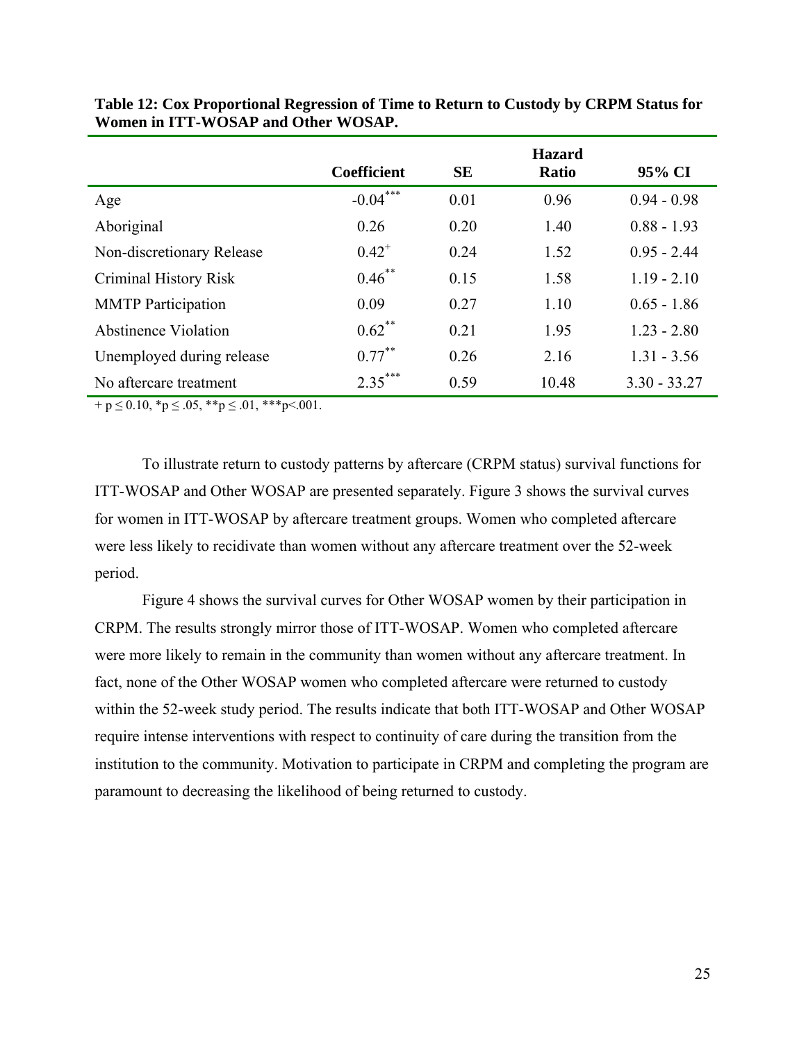**Table 12: Cox Proportional Regression of Time to Return to Custody by CRPM Status for Women in ITT-WOSAP and Other WOSAP.**

| | Coefficient | SE | Hazard Ratio | 95% CI |
|---|---|---|---|---|
| Age | $-0.04^{***}$ | 0.01 | 0.96 | 0.94 - 0.98 |
| Aboriginal | 0.26 | 0.20 | 1.40 | 0.88 - 1.93 |
| Non-discretionary Release | $0.42^{+}$ | 0.24 | 1.52 | 0.95 - 2.44 |
| Criminal History Risk | $0.46^{**}$ | 0.15 | 1.58 | 1.19 - 2.10 |
| MMTP Participation | 0.09 | 0.27 | 1.10 | 0.65 - 1.86 |
| Abstinence Violation | $0.62^{**}$ | 0.21 | 1.95 | 1.23 - 2.80 |
| Unemployed during release | $0.77^{**}$ | 0.26 | 2.16 | 1.31 - 3.56 |
| No aftercare treatment | $2.35^{***}$ | 0.59 | 10.48 | 3.30 - 33.27 |

+ $p \le 0.10$, * $p \le .05$, ** $p \le .01$, *** $p < .001$.

To illustrate return to custody patterns by aftercare (CRPM status) survival functions for ITT-WOSAP and Other WOSAP are presented separately. Figure 3 shows the survival curves for women in ITT-WOSAP by aftercare treatment groups. Women who completed aftercare were less likely to recidivate than women without any aftercare treatment over the 52-week period.

Figure 4 shows the survival curves for Other WOSAP women by their participation in CRPM. The results strongly mirror those of ITT-WOSAP. Women who completed aftercare were more likely to remain in the community than women without any aftercare treatment. In fact, none of the Other WOSAP women who completed aftercare were returned to custody within the 52-week study period. The results indicate that both ITT-WOSAP and Other WOSAP require intense interventions with respect to continuity of care during the transition from the institution to the community. Motivation to participate in CRPM and completing the program are paramount to decreasing the likelihood of being returned to custody.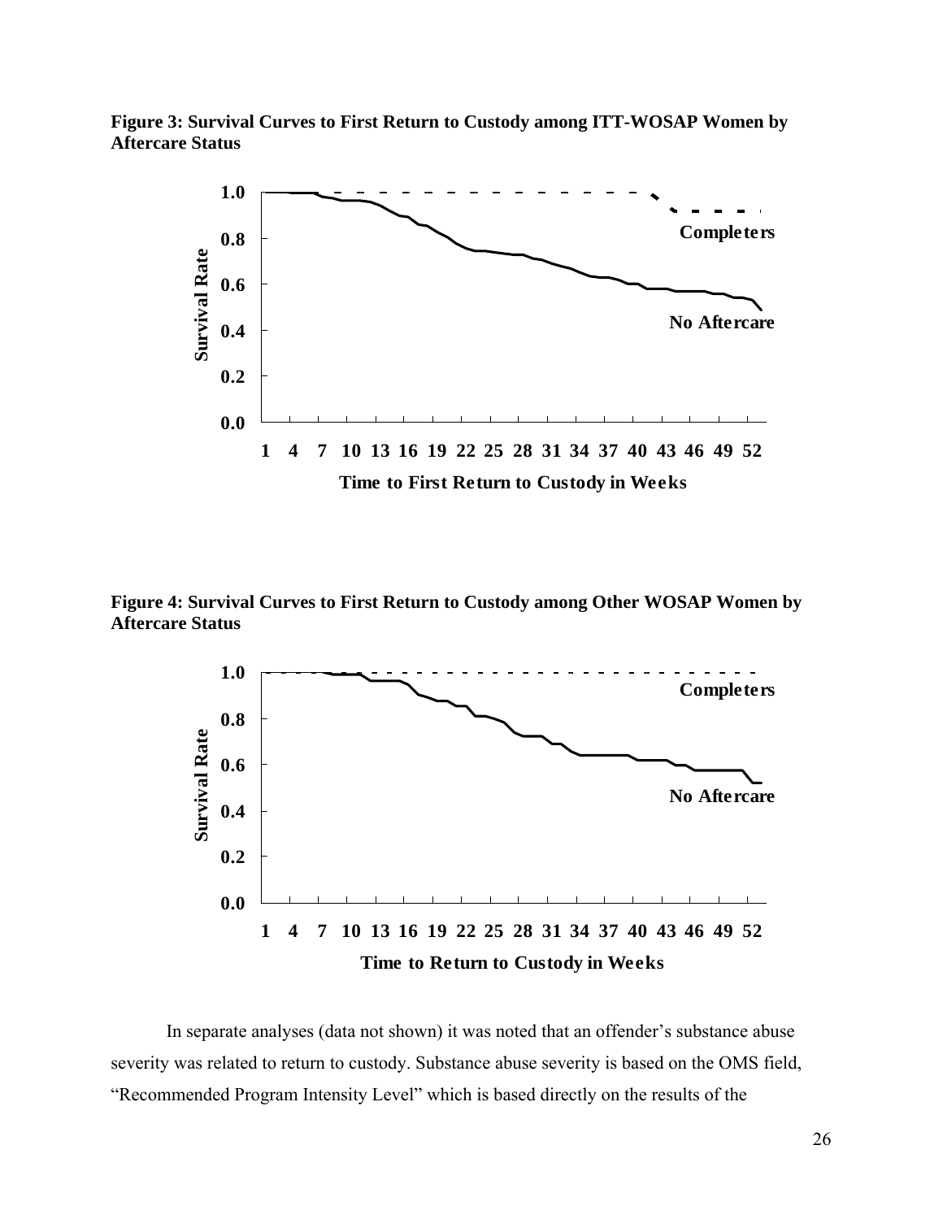**Figure 3: Survival Curves to First Return to Custody among ITT-WOSAP Women by Aftercare Status**

**Figure 4: Survival Curves to First Return to Custody among Other WOSAP Women by Aftercare Status**

In separate analyses (data not shown) it was noted that an offender's substance abuse severity was related to return to custody. Substance abuse severity is based on the OMS field, "Recommended Program Intensity Level" which is based directly on the results of the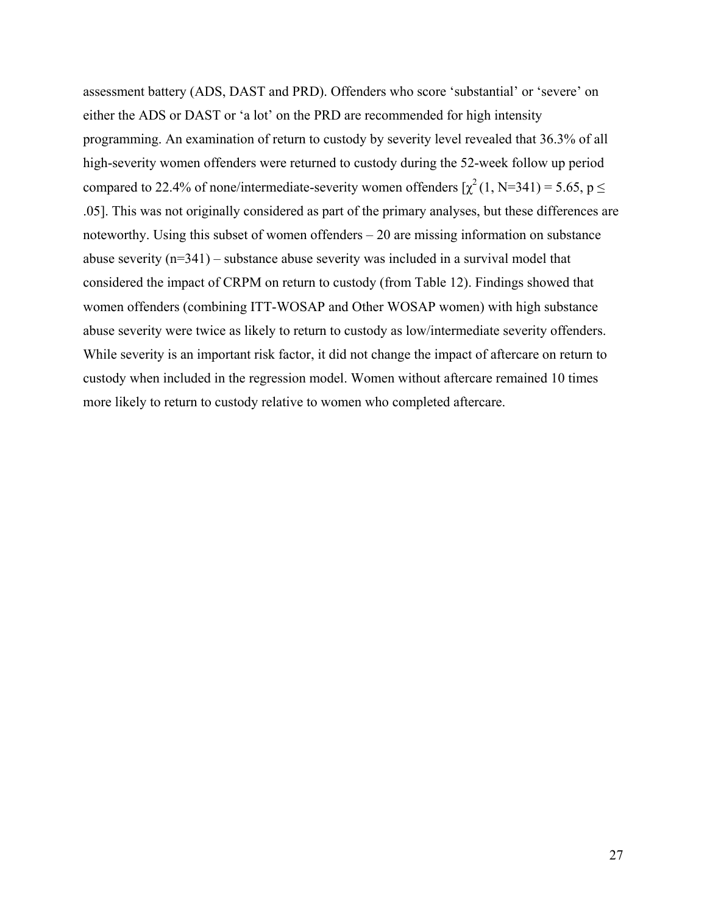assessment battery (ADS, DAST and PRD). Offenders who score 'substantial' or 'severe' on either the ADS or DAST or 'a lot' on the PRD are recommended for high intensity programming. An examination of return to custody by severity level revealed that 36.3% of all high-severity women offenders were returned to custody during the 52-week follow up period compared to 22.4% of none/intermediate-severity women offenders [$\chi^2$ (1, N=341) = 5.65, $p \leq .05$]. This was not originally considered as part of the primary analyses, but these differences are noteworthy. Using this subset of women offenders – 20 are missing information on substance abuse severity (n=341) – substance abuse severity was included in a survival model that considered the impact of CRPM on return to custody (from Table 12). Findings showed that women offenders (combining ITT-WOSAP and Other WOSAP women) with high substance abuse severity were twice as likely to return to custody as low/intermediate severity offenders. While severity is an important risk factor, it did not change the impact of aftercare on return to custody when included in the regression model. Women without aftercare remained 10 times more likely to return to custody relative to women who completed aftercare.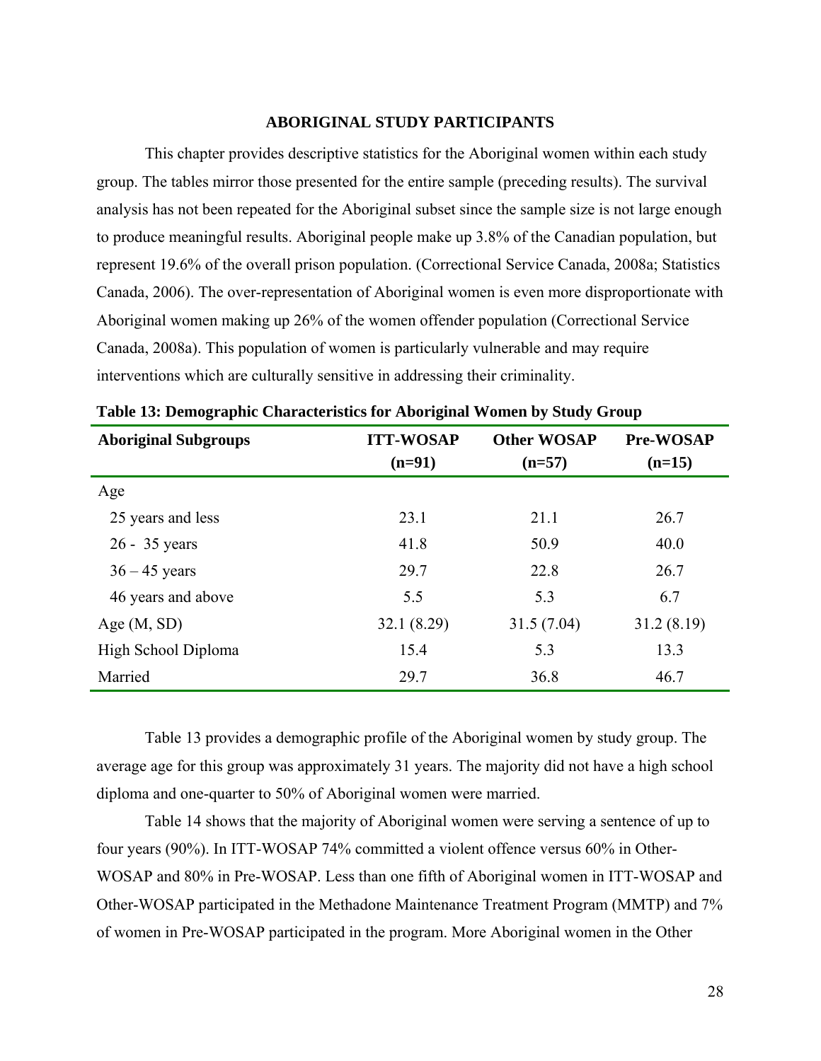## ABORIGINAL STUDY PARTICIPANTS

This chapter provides descriptive statistics for the Aboriginal women within each study group. The tables mirror those presented for the entire sample (preceding results). The survival analysis has not been repeated for the Aboriginal subset since the sample size is not large enough to produce meaningful results. Aboriginal people make up 3.8% of the Canadian population, but represent 19.6% of the overall prison population. (Correctional Service Canada, 2008a; Statistics Canada, 2006). The over-representation of Aboriginal women is even more disproportionate with Aboriginal women making up 26% of the women offender population (Correctional Service Canada, 2008a). This population of women is particularly vulnerable and may require interventions which are culturally sensitive in addressing their criminality.

**Table 13: Demographic Characteristics for Aboriginal Women by Study Group**

| Aboriginal Subgroups | ITT-WOSAP (n=91) | Other WOSAP (n=57) | Pre-WOSAP (n=15) |
|---|---|---|---|
| Age | | | |
| 25 years and less | 23.1 | 21.1 | 26.7 |
| 26 - 35 years | 41.8 | 50.9 | 40.0 |
| 36 – 45 years | 29.7 | 22.8 | 26.7 |
| 46 years and above | 5.5 | 5.3 | 6.7 |
| Age (M, SD) | 32.1 (8.29) | 31.5 (7.04) | 31.2 (8.19) |
| High School Diploma | 15.4 | 5.3 | 13.3 |
| Married | 29.7 | 36.8 | 46.7 |

Table 13 provides a demographic profile of the Aboriginal women by study group. The average age for this group was approximately 31 years. The majority did not have a high school diploma and one-quarter to 50% of Aboriginal women were married.

Table 14 shows that the majority of Aboriginal women were serving a sentence of up to four years (90%). In ITT-WOSAP 74% committed a violent offence versus 60% in Other-WOSAP and 80% in Pre-WOSAP. Less than one fifth of Aboriginal women in ITT-WOSAP and Other-WOSAP participated in the Methadone Maintenance Treatment Program (MMTP) and 7% of women in Pre-WOSAP participated in the program. More Aboriginal women in the Other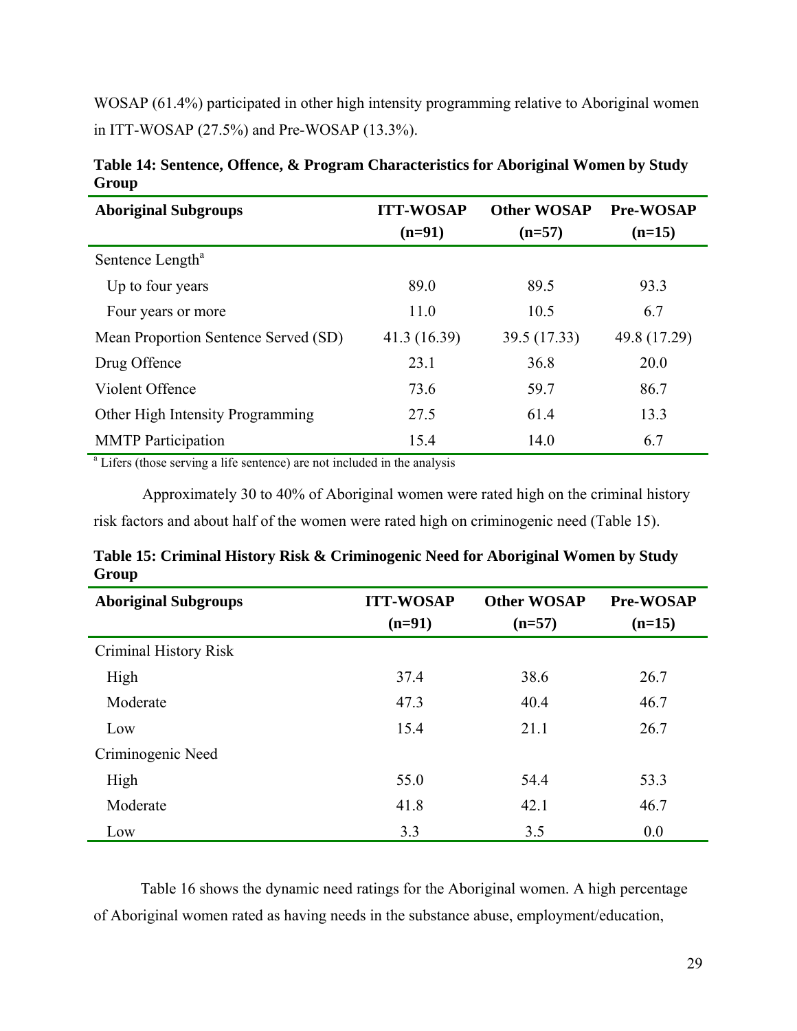WOSAP (61.4%) participated in other high intensity programming relative to Aboriginal women in ITT-WOSAP (27.5%) and Pre-WOSAP (13.3%).

**Table 14: Sentence, Offence, & Program Characteristics for Aboriginal Women by Study Group**

| Aboriginal Subgroups | ITT-WOSAP (n=91) | Other WOSAP (n=57) | Pre-WOSAP (n=15) |
|---|---|---|---|
| Sentence Length[a] | | | |
| Up to four years | 89.0 | 89.5 | 93.3 |
| Four years or more | 11.0 | 10.5 | 6.7 |
| Mean Proportion Sentence Served (SD) | 41.3 (16.39) | 39.5 (17.33) | 49.8 (17.29) |
| Drug Offence | 23.1 | 36.8 | 20.0 |
| Violent Offence | 73.6 | 59.7 | 86.7 |
| Other High Intensity Programming | 27.5 | 61.4 | 13.3 |
| MMTP Participation | 15.4 | 14.0 | 6.7 |

[a] Lifers (those serving a life sentence) are not included in the analysis

Approximately 30 to 40% of Aboriginal women were rated high on the criminal history risk factors and about half of the women were rated high on criminogenic need (Table 15).

**Table 15: Criminal History Risk & Criminogenic Need for Aboriginal Women by Study Group**

| Aboriginal Subgroups | ITT-WOSAP (n=91) | Other WOSAP (n=57) | Pre-WOSAP (n=15) |
|---|---|---|---|
| Criminal History Risk | | | |
| High | 37.4 | 38.6 | 26.7 |
| Moderate | 47.3 | 40.4 | 46.7 |
| Low | 15.4 | 21.1 | 26.7 |
| Criminogenic Need | | | |
| High | 55.0 | 54.4 | 53.3 |
| Moderate | 41.8 | 42.1 | 46.7 |
| Low | 3.3 | 3.5 | 0.0 |

Table 16 shows the dynamic need ratings for the Aboriginal women. A high percentage of Aboriginal women rated as having needs in the substance abuse, employment/education,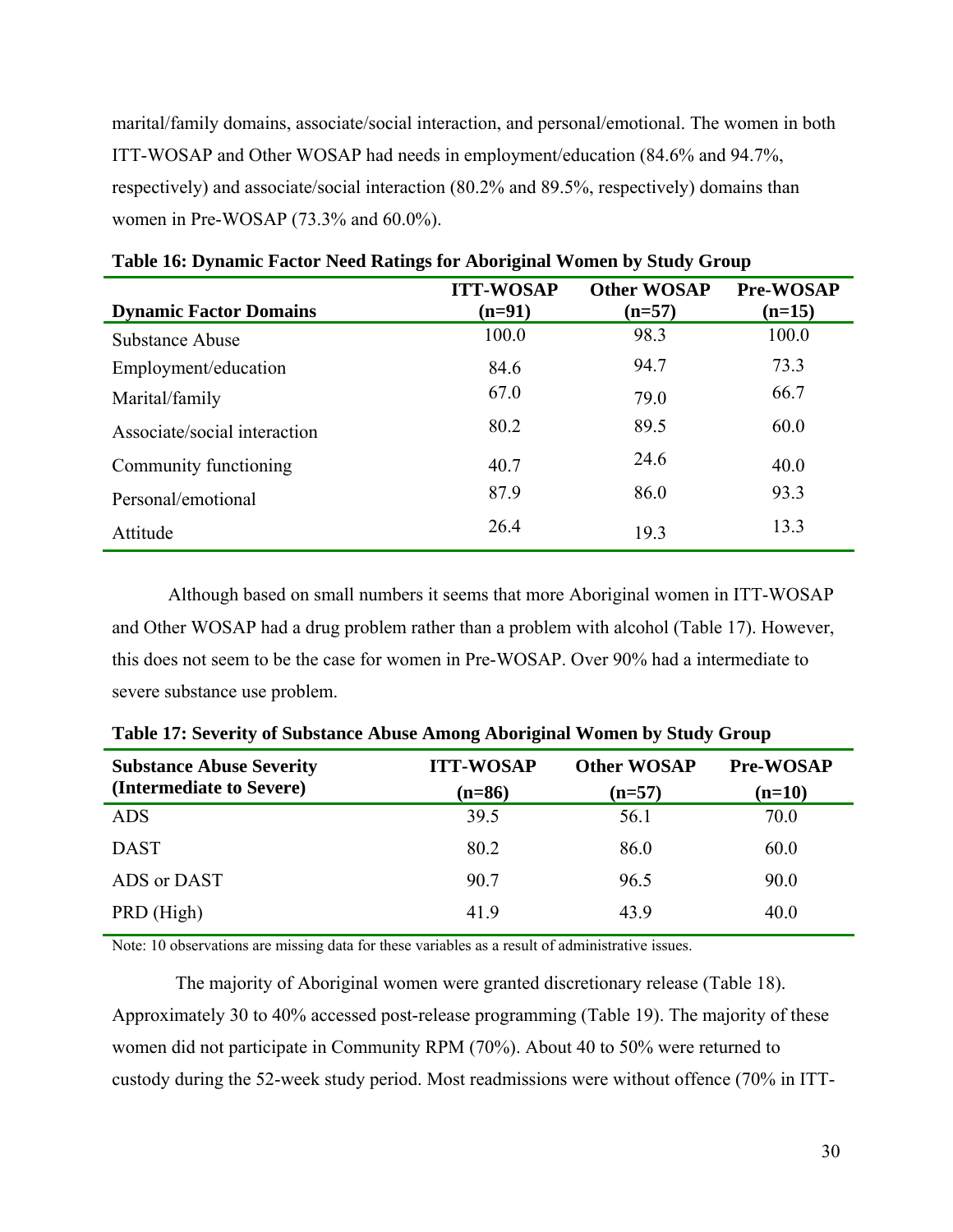marital/family domains, associate/social interaction, and personal/emotional. The women in both ITT-WOSAP and Other WOSAP had needs in employment/education (84.6% and 94.7%, respectively) and associate/social interaction (80.2% and 89.5%, respectively) domains than women in Pre-WOSAP (73.3% and 60.0%).

**Table 16: Dynamic Factor Need Ratings for Aboriginal Women by Study Group**

| Dynamic Factor Domains | ITT-WOSAP (n=91) | Other WOSAP (n=57) | Pre-WOSAP (n=15) |
|---|---|---|---|
| Substance Abuse | 100.0 | 98.3 | 100.0 |
| Employment/education | 84.6 | 94.7 | 73.3 |
| Marital/family | 67.0 | 79.0 | 66.7 |
| Associate/social interaction | 80.2 | 89.5 | 60.0 |
| Community functioning | 40.7 | 24.6 | 40.0 |
| Personal/emotional | 87.9 | 86.0 | 93.3 |
| Attitude | 26.4 | 19.3 | 13.3 |

Although based on small numbers it seems that more Aboriginal women in ITT-WOSAP and Other WOSAP had a drug problem rather than a problem with alcohol (Table 17). However, this does not seem to be the case for women in Pre-WOSAP. Over 90% had a intermediate to severe substance use problem.

**Table 17: Severity of Substance Abuse Among Aboriginal Women by Study Group**

| Substance Abuse Severity (Intermediate to Severe) | ITT-WOSAP (n=86) | Other WOSAP (n=57) | Pre-WOSAP (n=10) |
|---|---|---|---|
| ADS | 39.5 | 56.1 | 70.0 |
| DAST | 80.2 | 86.0 | 60.0 |
| ADS or DAST | 90.7 | 96.5 | 90.0 |
| PRD (High) | 41.9 | 43.9 | 40.0 |

Note: 10 observations are missing data for these variables as a result of administrative issues.

The majority of Aboriginal women were granted discretionary release (Table 18). Approximately 30 to 40% accessed post-release programming (Table 19). The majority of these women did not participate in Community RPM (70%). About 40 to 50% were returned to custody during the 52-week study period. Most readmissions were without offence (70% in ITT-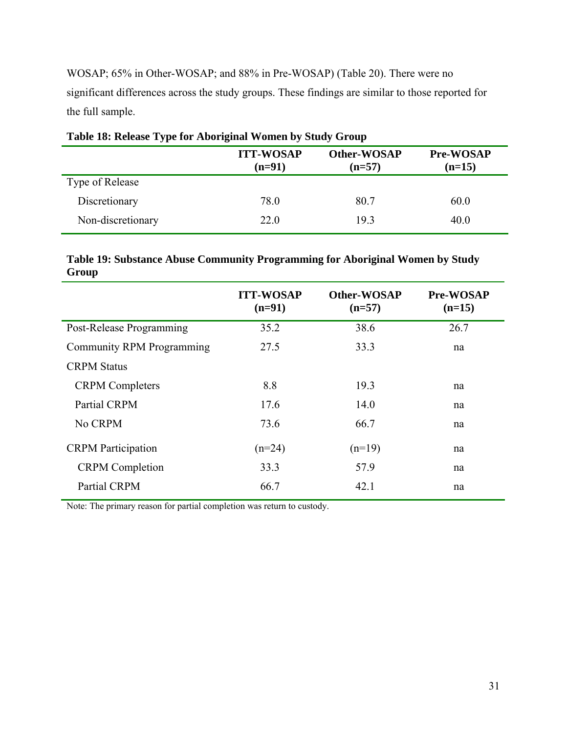WOSAP; 65% in Other-WOSAP; and 88% in Pre-WOSAP) (Table 20). There were no significant differences across the study groups. These findings are similar to those reported for the full sample.

**Table 18: Release Type for Aboriginal Women by Study Group**

| | ITT-WOSAP (n=91) | Other-WOSAP (n=57) | Pre-WOSAP (n=15) |
|---|---|---|---|
| Type of Release | | | |
| Discretionary | 78.0 | 80.7 | 60.0 |
| Non-discretionary | 22.0 | 19.3 | 40.0 |

**Table 19: Substance Abuse Community Programming for Aboriginal Women by Study Group**

| | ITT-WOSAP (n=91) | Other-WOSAP (n=57) | Pre-WOSAP (n=15) |
|---|---|---|---|
| Post-Release Programming | 35.2 | 38.6 | 26.7 |
| Community RPM Programming | 27.5 | 33.3 | na |
| CRPM Status | | | |
| CRPM Completers | 8.8 | 19.3 | na |
| Partial CRPM | 17.6 | 14.0 | na |
| No CRPM | 73.6 | 66.7 | na |
| CRPM Participation | (n=24) | (n=19) | na |
| CRPM Completion | 33.3 | 57.9 | na |
| Partial CRPM | 66.7 | 42.1 | na |

Note: The primary reason for partial completion was return to custody.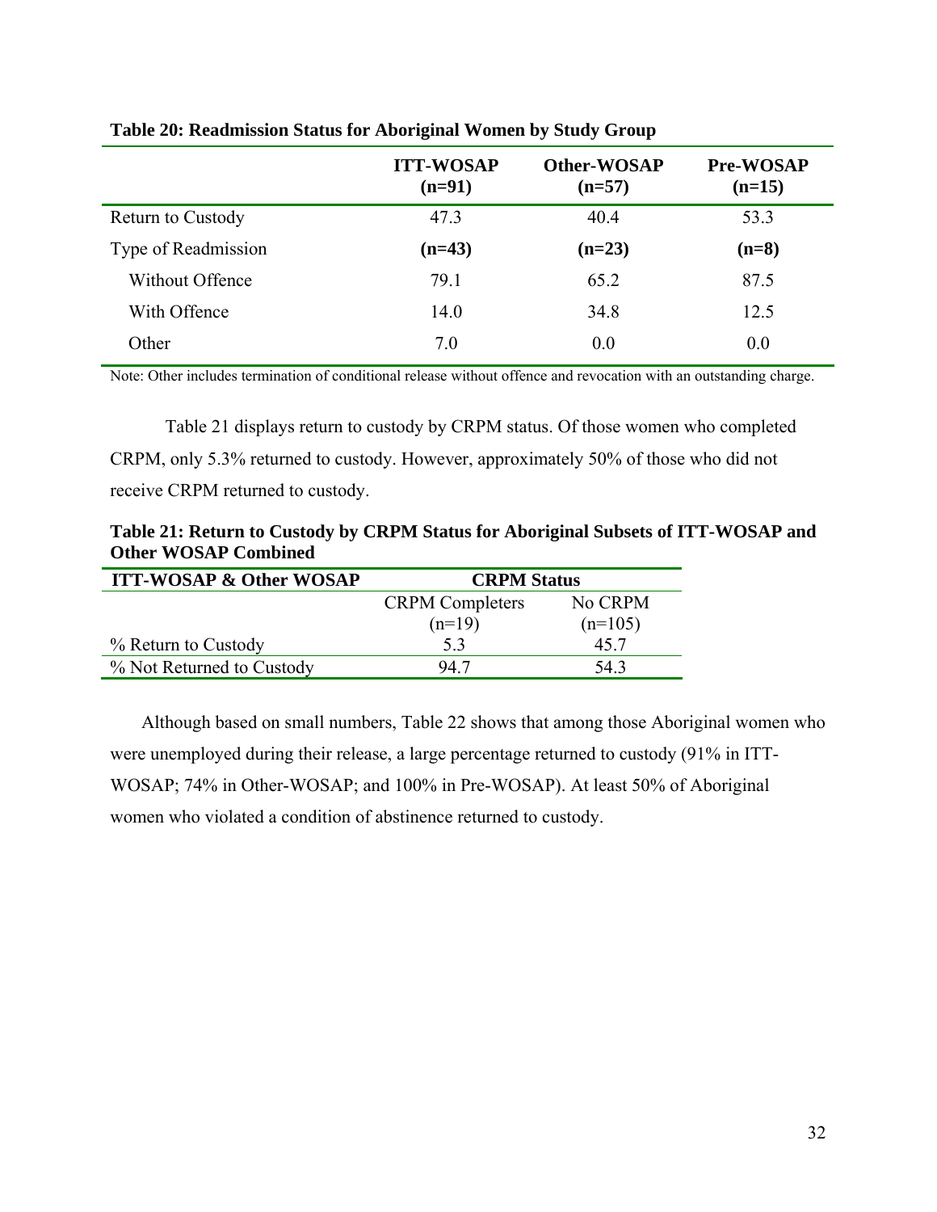**Table 20: Readmission Status for Aboriginal Women by Study Group**

| | ITT-WOSAP (n=91) | Other-WOSAP (n=57) | Pre-WOSAP (n=15) |
|---|---|---|---|
| Return to Custody | 47.3 | 40.4 | 53.3 |
| Type of Readmission | **(n=43)** | **(n=23)** | **(n=8)** |
| Without Offence | 79.1 | 65.2 | 87.5 |
| With Offence | 14.0 | 34.8 | 12.5 |
| Other | 7.0 | 0.0 | 0.0 |

Note: Other includes termination of conditional release without offence and revocation with an outstanding charge.

Table 21 displays return to custody by CRPM status. Of those women who completed CRPM, only 5.3% returned to custody. However, approximately 50% of those who did not receive CRPM returned to custody.

**Table 21: Return to Custody by CRPM Status for Aboriginal Subsets of ITT-WOSAP and Other WOSAP Combined**

| **ITT-WOSAP & Other WOSAP** | **CRPM Status** | |
|---|---|---|
| | CRPM Completers (n=19) | No CRPM (n=105) |
| % Return to Custody | 5.3 | 45.7 |
| % Not Returned to Custody | 94.7 | 54.3 |

Although based on small numbers, Table 22 shows that among those Aboriginal women who were unemployed during their release, a large percentage returned to custody (91% in ITT-WOSAP; 74% in Other-WOSAP; and 100% in Pre-WOSAP). At least 50% of Aboriginal women who violated a condition of abstinence returned to custody.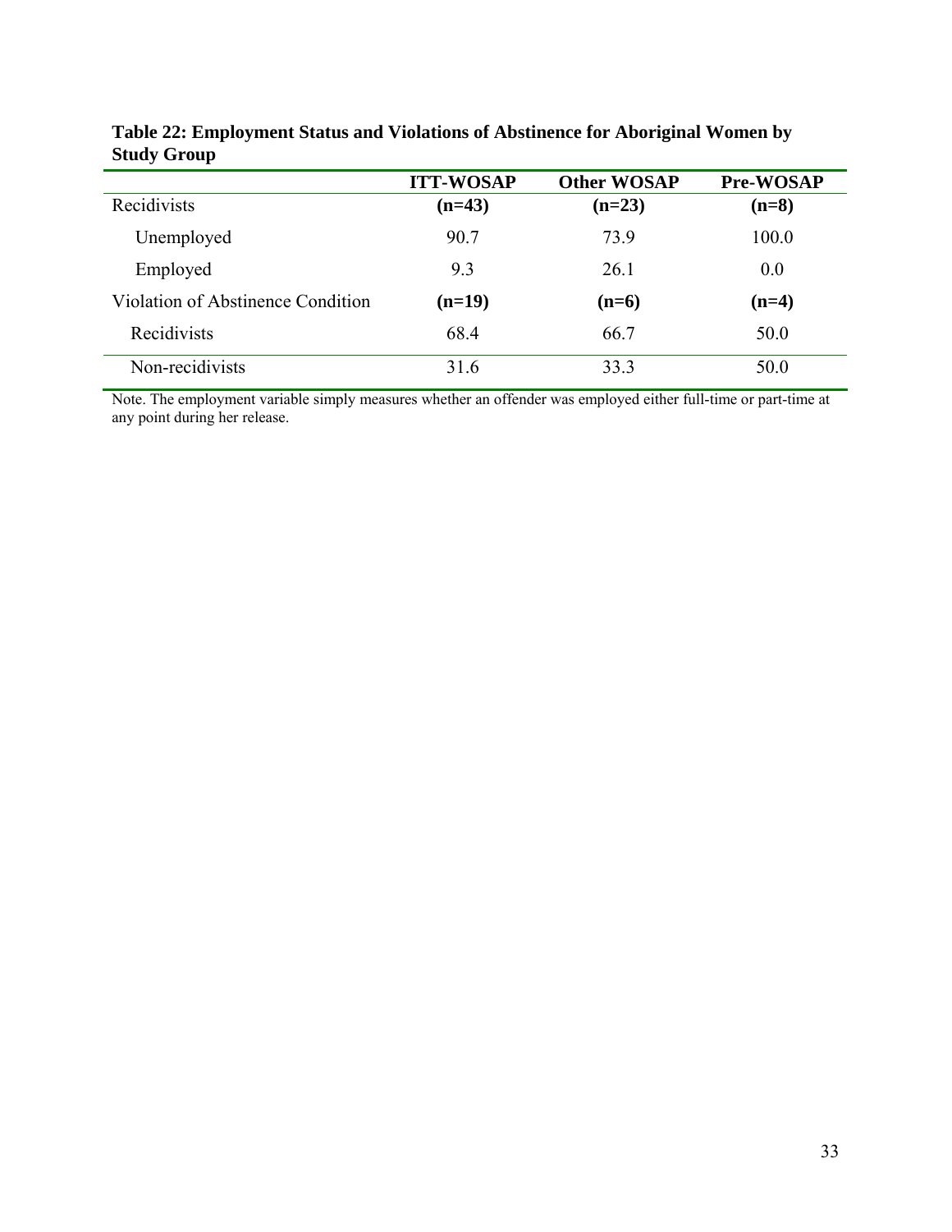**Table 22: Employment Status and Violations of Abstinence for Aboriginal Women by Study Group**

| | ITT-WOSAP | Other WOSAP | Pre-WOSAP |
|---|---|---|---|
| Recidivists | **(n=43)** | **(n=23)** | **(n=8)** |
| Unemployed | 90.7 | 73.9 | 100.0 |
| Employed | 9.3 | 26.1 | 0.0 |
| Violation of Abstinence Condition | **(n=19)** | **(n=6)** | **(n=4)** |
| Recidivists | 68.4 | 66.7 | 50.0 |
| Non-recidivists | 31.6 | 33.3 | 50.0 |

Note. The employment variable simply measures whether an offender was employed either full-time or part-time at any point during her release.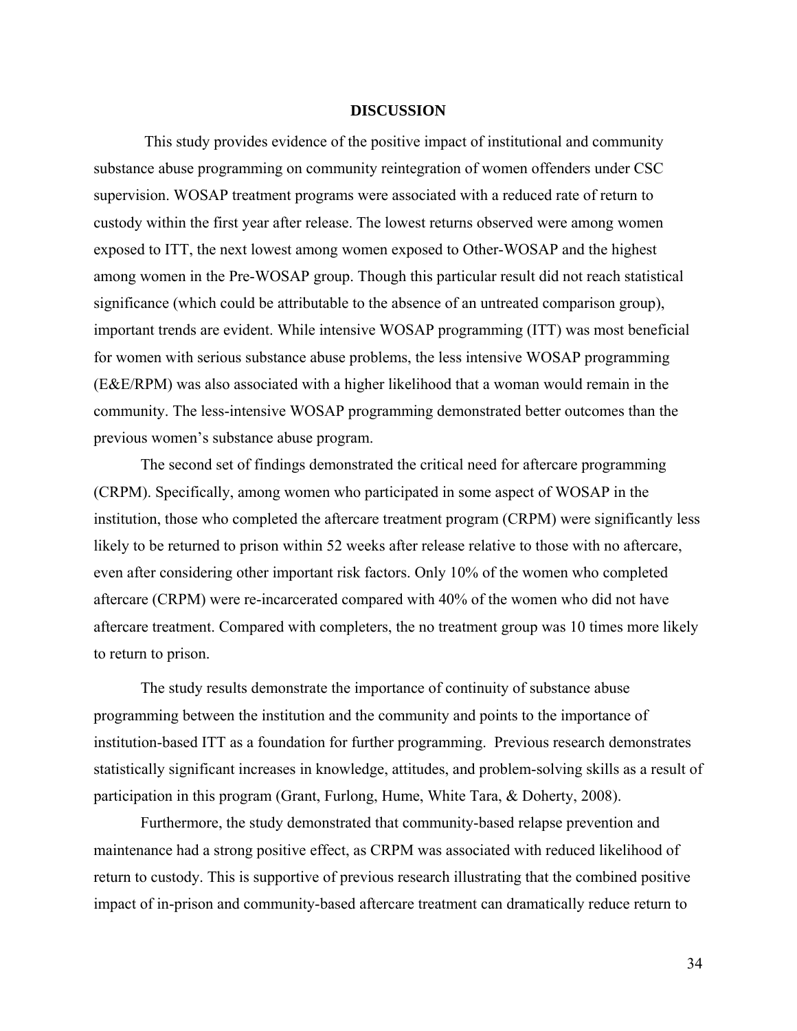## DISCUSSION

This study provides evidence of the positive impact of institutional and community substance abuse programming on community reintegration of women offenders under CSC supervision. WOSAP treatment programs were associated with a reduced rate of return to custody within the first year after release. The lowest returns observed were among women exposed to ITT, the next lowest among women exposed to Other-WOSAP and the highest among women in the Pre-WOSAP group. Though this particular result did not reach statistical significance (which could be attributable to the absence of an untreated comparison group), important trends are evident. While intensive WOSAP programming (ITT) was most beneficial for women with serious substance abuse problems, the less intensive WOSAP programming (E&E/RPM) was also associated with a higher likelihood that a woman would remain in the community. The less-intensive WOSAP programming demonstrated better outcomes than the previous women's substance abuse program.

The second set of findings demonstrated the critical need for aftercare programming (CRPM). Specifically, among women who participated in some aspect of WOSAP in the institution, those who completed the aftercare treatment program (CRPM) were significantly less likely to be returned to prison within 52 weeks after release relative to those with no aftercare, even after considering other important risk factors. Only 10% of the women who completed aftercare (CRPM) were re-incarcerated compared with 40% of the women who did not have aftercare treatment. Compared with completers, the no treatment group was 10 times more likely to return to prison.

The study results demonstrate the importance of continuity of substance abuse programming between the institution and the community and points to the importance of institution-based ITT as a foundation for further programming. Previous research demonstrates statistically significant increases in knowledge, attitudes, and problem-solving skills as a result of participation in this program (Grant, Furlong, Hume, White Tara, & Doherty, 2008).

Furthermore, the study demonstrated that community-based relapse prevention and maintenance had a strong positive effect, as CRPM was associated with reduced likelihood of return to custody. This is supportive of previous research illustrating that the combined positive impact of in-prison and community-based aftercare treatment can dramatically reduce return to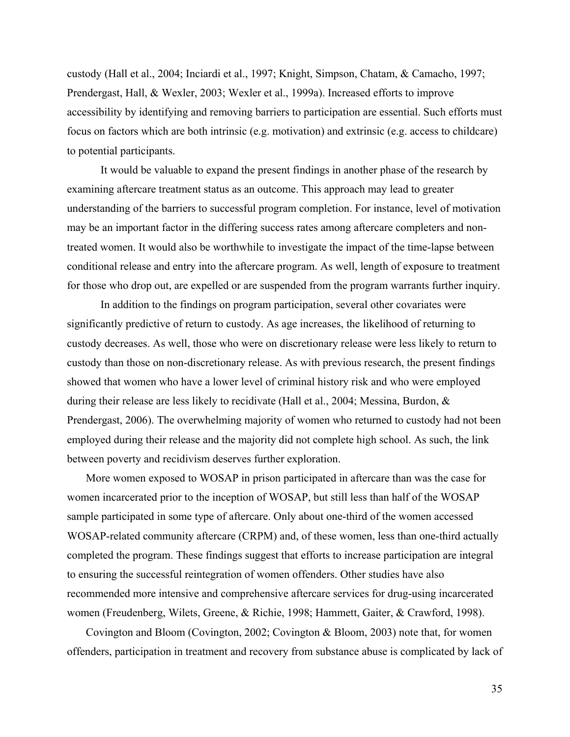custody (Hall et al., 2004; Inciardi et al., 1997; Knight, Simpson, Chatam, & Camacho, 1997; Prendergast, Hall, & Wexler, 2003; Wexler et al., 1999a). Increased efforts to improve accessibility by identifying and removing barriers to participation are essential. Such efforts must focus on factors which are both intrinsic (e.g. motivation) and extrinsic (e.g. access to childcare) to potential participants.

It would be valuable to expand the present findings in another phase of the research by examining aftercare treatment status as an outcome. This approach may lead to greater understanding of the barriers to successful program completion. For instance, level of motivation may be an important factor in the differing success rates among aftercare completers and non-treated women. It would also be worthwhile to investigate the impact of the time-lapse between conditional release and entry into the aftercare program. As well, length of exposure to treatment for those who drop out, are expelled or are suspended from the program warrants further inquiry.

In addition to the findings on program participation, several other covariates were significantly predictive of return to custody. As age increases, the likelihood of returning to custody decreases. As well, those who were on discretionary release were less likely to return to custody than those on non-discretionary release. As with previous research, the present findings showed that women who have a lower level of criminal history risk and who were employed during their release are less likely to recidivate (Hall et al., 2004; Messina, Burdon, & Prendergast, 2006). The overwhelming majority of women who returned to custody had not been employed during their release and the majority did not complete high school. As such, the link between poverty and recidivism deserves further exploration.

More women exposed to WOSAP in prison participated in aftercare than was the case for women incarcerated prior to the inception of WOSAP, but still less than half of the WOSAP sample participated in some type of aftercare. Only about one-third of the women accessed WOSAP-related community aftercare (CRPM) and, of these women, less than one-third actually completed the program. These findings suggest that efforts to increase participation are integral to ensuring the successful reintegration of women offenders. Other studies have also recommended more intensive and comprehensive aftercare services for drug-using incarcerated women (Freudenberg, Wilets, Greene, & Richie, 1998; Hammett, Gaiter, & Crawford, 1998).

Covington and Bloom (Covington, 2002; Covington & Bloom, 2003) note that, for women offenders, participation in treatment and recovery from substance abuse is complicated by lack of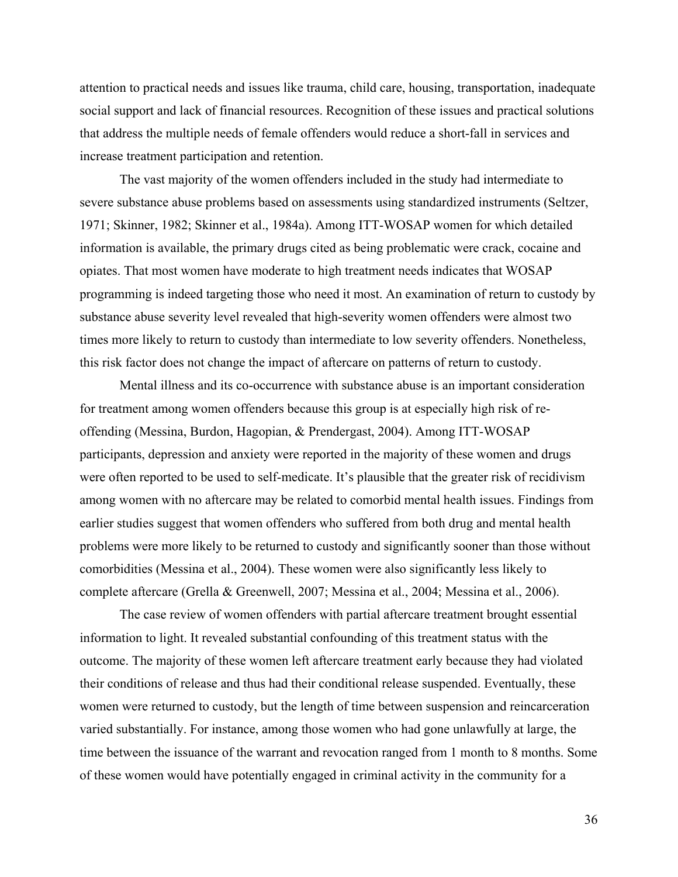attention to practical needs and issues like trauma, child care, housing, transportation, inadequate social support and lack of financial resources. Recognition of these issues and practical solutions that address the multiple needs of female offenders would reduce a short-fall in services and increase treatment participation and retention.

The vast majority of the women offenders included in the study had intermediate to severe substance abuse problems based on assessments using standardized instruments (Seltzer, 1971; Skinner, 1982; Skinner et al., 1984a). Among ITT-WOSAP women for which detailed information is available, the primary drugs cited as being problematic were crack, cocaine and opiates. That most women have moderate to high treatment needs indicates that WOSAP programming is indeed targeting those who need it most. An examination of return to custody by substance abuse severity level revealed that high-severity women offenders were almost two times more likely to return to custody than intermediate to low severity offenders. Nonetheless, this risk factor does not change the impact of aftercare on patterns of return to custody.

Mental illness and its co-occurrence with substance abuse is an important consideration for treatment among women offenders because this group is at especially high risk of re-offending (Messina, Burdon, Hagopian, & Prendergast, 2004). Among ITT-WOSAP participants, depression and anxiety were reported in the majority of these women and drugs were often reported to be used to self-medicate. It's plausible that the greater risk of recidivism among women with no aftercare may be related to comorbid mental health issues. Findings from earlier studies suggest that women offenders who suffered from both drug and mental health problems were more likely to be returned to custody and significantly sooner than those without comorbidities (Messina et al., 2004). These women were also significantly less likely to complete aftercare (Grella & Greenwell, 2007; Messina et al., 2004; Messina et al., 2006).

The case review of women offenders with partial aftercare treatment brought essential information to light. It revealed substantial confounding of this treatment status with the outcome. The majority of these women left aftercare treatment early because they had violated their conditions of release and thus had their conditional release suspended. Eventually, these women were returned to custody, but the length of time between suspension and reincarceration varied substantially. For instance, among those women who had gone unlawfully at large, the time between the issuance of the warrant and revocation ranged from 1 month to 8 months. Some of these women would have potentially engaged in criminal activity in the community for a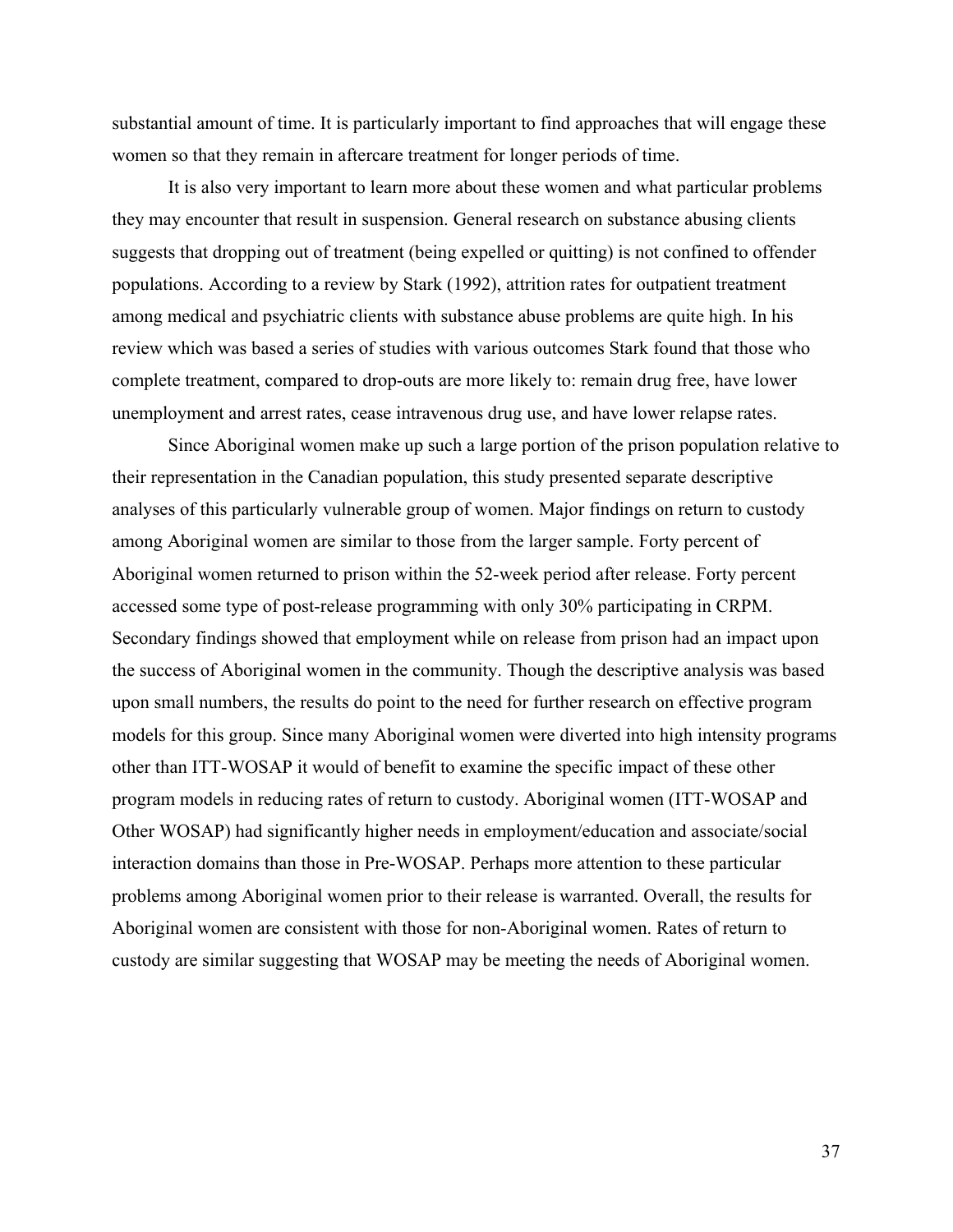substantial amount of time. It is particularly important to find approaches that will engage these women so that they remain in aftercare treatment for longer periods of time.

It is also very important to learn more about these women and what particular problems they may encounter that result in suspension. General research on substance abusing clients suggests that dropping out of treatment (being expelled or quitting) is not confined to offender populations. According to a review by Stark (1992), attrition rates for outpatient treatment among medical and psychiatric clients with substance abuse problems are quite high. In his review which was based a series of studies with various outcomes Stark found that those who complete treatment, compared to drop-outs are more likely to: remain drug free, have lower unemployment and arrest rates, cease intravenous drug use, and have lower relapse rates.

Since Aboriginal women make up such a large portion of the prison population relative to their representation in the Canadian population, this study presented separate descriptive analyses of this particularly vulnerable group of women. Major findings on return to custody among Aboriginal women are similar to those from the larger sample. Forty percent of Aboriginal women returned to prison within the 52-week period after release. Forty percent accessed some type of post-release programming with only 30% participating in CRPM. Secondary findings showed that employment while on release from prison had an impact upon the success of Aboriginal women in the community. Though the descriptive analysis was based upon small numbers, the results do point to the need for further research on effective program models for this group. Since many Aboriginal women were diverted into high intensity programs other than ITT-WOSAP it would of benefit to examine the specific impact of these other program models in reducing rates of return to custody. Aboriginal women (ITT-WOSAP and Other WOSAP) had significantly higher needs in employment/education and associate/social interaction domains than those in Pre-WOSAP. Perhaps more attention to these particular problems among Aboriginal women prior to their release is warranted. Overall, the results for Aboriginal women are consistent with those for non-Aboriginal women. Rates of return to custody are similar suggesting that WOSAP may be meeting the needs of Aboriginal women.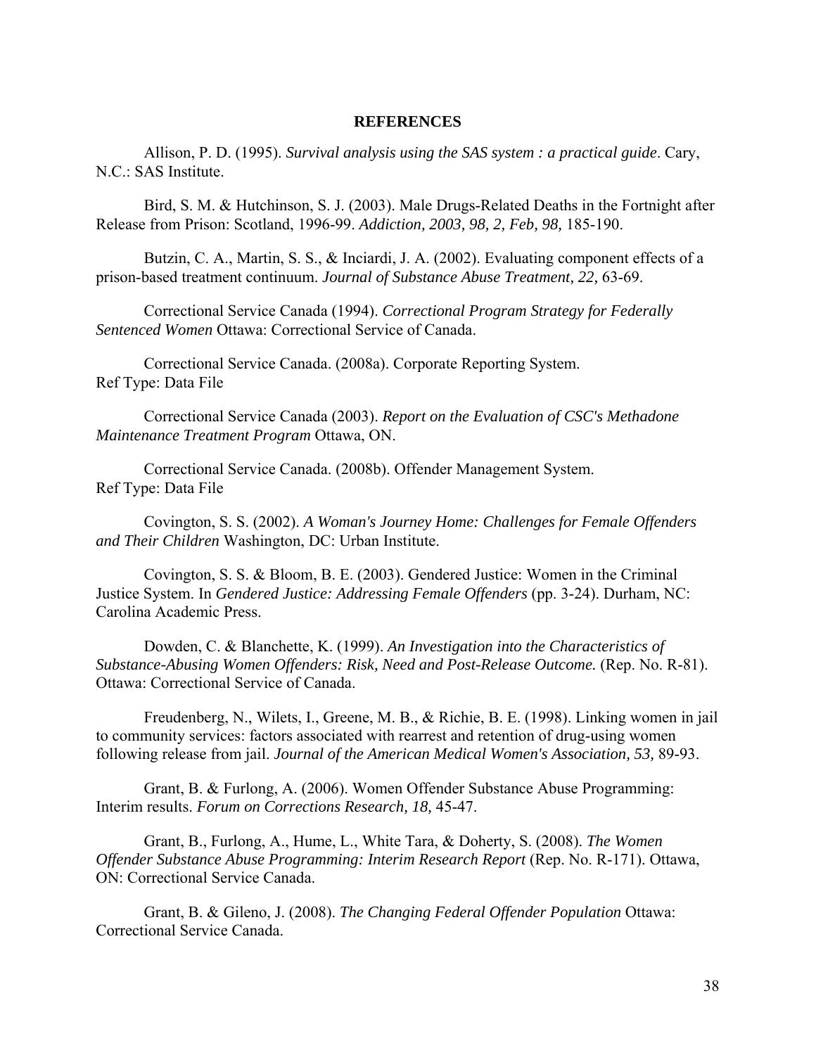## REFERENCES

Allison, P. D. (1995). *Survival analysis using the SAS system : a practical guide*. Cary, N.C.: SAS Institute.

Bird, S. M. & Hutchinson, S. J. (2003). Male Drugs-Related Deaths in the Fortnight after Release from Prison: Scotland, 1996-99. *Addiction, 2003, 98, 2, Feb, 98,* 185-190.

Butzin, C. A., Martin, S. S., & Inciardi, J. A. (2002). Evaluating component effects of a prison-based treatment continuum. *Journal of Substance Abuse Treatment, 22,* 63-69.

Correctional Service Canada (1994). *Correctional Program Strategy for Federally Sentenced Women* Ottawa: Correctional Service of Canada.

Correctional Service Canada. (2008a). Corporate Reporting System.
Ref Type: Data File

Correctional Service Canada (2003). *Report on the Evaluation of CSC's Methadone Maintenance Treatment Program* Ottawa, ON.

Correctional Service Canada. (2008b). Offender Management System.
Ref Type: Data File

Covington, S. S. (2002). *A Woman's Journey Home: Challenges for Female Offenders and Their Children* Washington, DC: Urban Institute.

Covington, S. S. & Bloom, B. E. (2003). Gendered Justice: Women in the Criminal Justice System. In *Gendered Justice: Addressing Female Offenders* (pp. 3-24). Durham, NC: Carolina Academic Press.

Dowden, C. & Blanchette, K. (1999). *An Investigation into the Characteristics of Substance-Abusing Women Offenders: Risk, Need and Post-Release Outcome.* (Rep. No. R-81). Ottawa: Correctional Service of Canada.

Freudenberg, N., Wilets, I., Greene, M. B., & Richie, B. E. (1998). Linking women in jail to community services: factors associated with rearrest and retention of drug-using women following release from jail. *Journal of the American Medical Women's Association, 53,* 89-93.

Grant, B. & Furlong, A. (2006). Women Offender Substance Abuse Programming: Interim results. *Forum on Corrections Research, 18,* 45-47.

Grant, B., Furlong, A., Hume, L., White Tara, & Doherty, S. (2008). *The Women Offender Substance Abuse Programming: Interim Research Report* (Rep. No. R-171). Ottawa, ON: Correctional Service Canada.

Grant, B. & Gileno, J. (2008). *The Changing Federal Offender Population* Ottawa: Correctional Service Canada.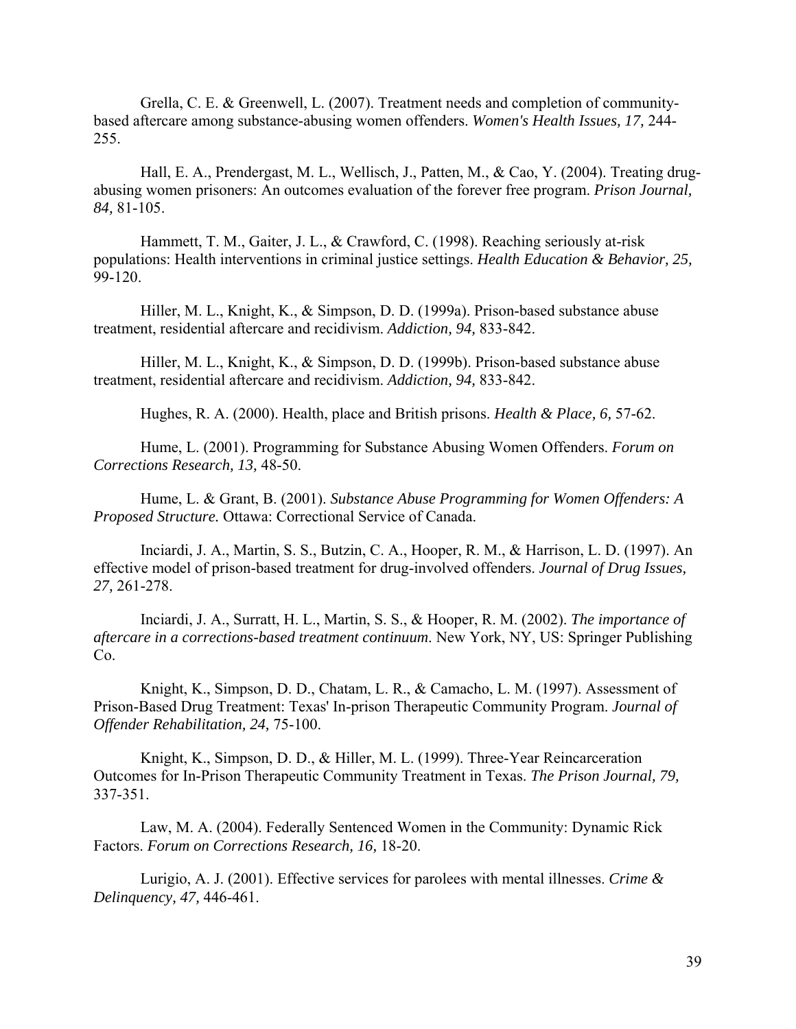Grella, C. E. & Greenwell, L. (2007). Treatment needs and completion of community-based aftercare among substance-abusing women offenders. *Women's Health Issues, 17,* 244-255.

Hall, E. A., Prendergast, M. L., Wellisch, J., Patten, M., & Cao, Y. (2004). Treating drug-abusing women prisoners: An outcomes evaluation of the forever free program. *Prison Journal, 84,* 81-105.

Hammett, T. M., Gaiter, J. L., & Crawford, C. (1998). Reaching seriously at-risk populations: Health interventions in criminal justice settings. *Health Education & Behavior, 25,* 99-120.

Hiller, M. L., Knight, K., & Simpson, D. D. (1999a). Prison-based substance abuse treatment, residential aftercare and recidivism. *Addiction, 94,* 833-842.

Hiller, M. L., Knight, K., & Simpson, D. D. (1999b). Prison-based substance abuse treatment, residential aftercare and recidivism. *Addiction, 94,* 833-842.

Hughes, R. A. (2000). Health, place and British prisons. *Health & Place, 6,* 57-62.

Hume, L. (2001). Programming for Substance Abusing Women Offenders. *Forum on Corrections Research, 13,* 48-50.

Hume, L. & Grant, B. (2001). *Substance Abuse Programming for Women Offenders: A Proposed Structure.* Ottawa: Correctional Service of Canada.

Inciardi, J. A., Martin, S. S., Butzin, C. A., Hooper, R. M., & Harrison, L. D. (1997). An effective model of prison-based treatment for drug-involved offenders. *Journal of Drug Issues, 27,* 261-278.

Inciardi, J. A., Surratt, H. L., Martin, S. S., & Hooper, R. M. (2002). *The importance of aftercare in a corrections-based treatment continuum*. New York, NY, US: Springer Publishing Co.

Knight, K., Simpson, D. D., Chatam, L. R., & Camacho, L. M. (1997). Assessment of Prison-Based Drug Treatment: Texas' In-prison Therapeutic Community Program. *Journal of Offender Rehabilitation, 24,* 75-100.

Knight, K., Simpson, D. D., & Hiller, M. L. (1999). Three-Year Reincarceration Outcomes for In-Prison Therapeutic Community Treatment in Texas. *The Prison Journal, 79,* 337-351.

Law, M. A. (2004). Federally Sentenced Women in the Community: Dynamic Rick Factors. *Forum on Corrections Research, 16,* 18-20.

Lurigio, A. J. (2001). Effective services for parolees with mental illnesses. *Crime & Delinquency, 47,* 446-461.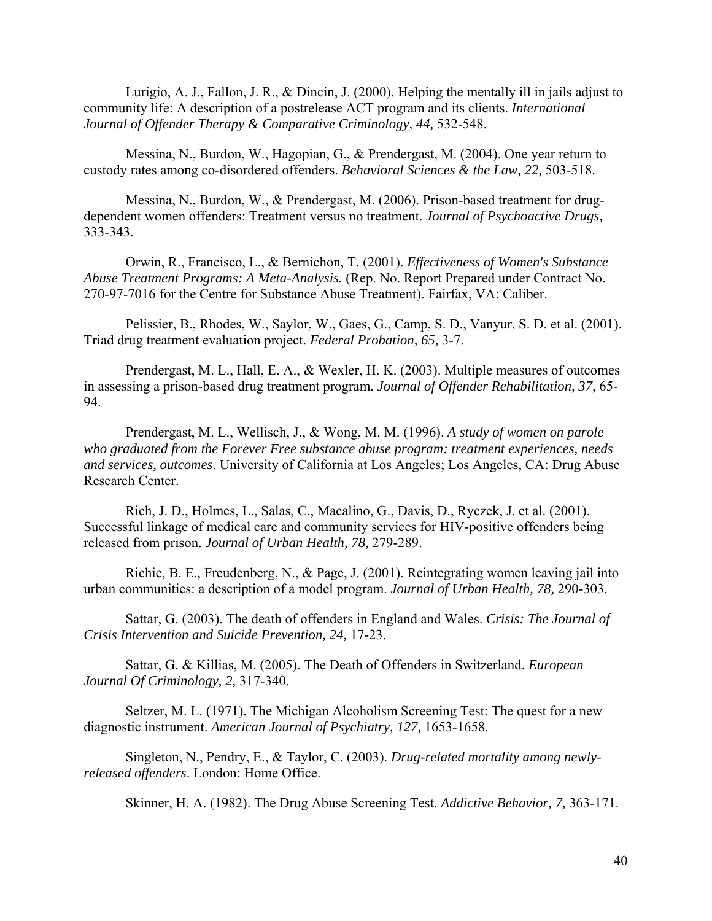Lurigio, A. J., Fallon, J. R., & Dincin, J. (2000). Helping the mentally ill in jails adjust to community life: A description of a postrelease ACT program and its clients. *International Journal of Offender Therapy & Comparative Criminology, 44,* 532-548.

Messina, N., Burdon, W., Hagopian, G., & Prendergast, M. (2004). One year return to custody rates among co-disordered offenders. *Behavioral Sciences & the Law, 22,* 503-518.

Messina, N., Burdon, W., & Prendergast, M. (2006). Prison-based treatment for drug-dependent women offenders: Treatment versus no treatment. *Journal of Psychoactive Drugs,* 333-343.

Orwin, R., Francisco, L., & Bernichon, T. (2001). *Effectiveness of Women's Substance Abuse Treatment Programs: A Meta-Analysis.* (Rep. No. Report Prepared under Contract No. 270-97-7016 for the Centre for Substance Abuse Treatment). Fairfax, VA: Caliber.

Pelissier, B., Rhodes, W., Saylor, W., Gaes, G., Camp, S. D., Vanyur, S. D. et al. (2001). Triad drug treatment evaluation project. *Federal Probation, 65,* 3-7.

Prendergast, M. L., Hall, E. A., & Wexler, H. K. (2003). Multiple measures of outcomes in assessing a prison-based drug treatment program. *Journal of Offender Rehabilitation, 37,* 65-94.

Prendergast, M. L., Wellisch, J., & Wong, M. M. (1996). *A study of women on parole who graduated from the Forever Free substance abuse program: treatment experiences, needs and services, outcomes*. University of California at Los Angeles; Los Angeles, CA: Drug Abuse Research Center.

Rich, J. D., Holmes, L., Salas, C., Macalino, G., Davis, D., Ryczek, J. et al. (2001). Successful linkage of medical care and community services for HIV-positive offenders being released from prison. *Journal of Urban Health, 78,* 279-289.

Richie, B. E., Freudenberg, N., & Page, J. (2001). Reintegrating women leaving jail into urban communities: a description of a model program. *Journal of Urban Health, 78,* 290-303.

Sattar, G. (2003). The death of offenders in England and Wales. *Crisis: The Journal of Crisis Intervention and Suicide Prevention, 24,* 17-23.

Sattar, G. & Killias, M. (2005). The Death of Offenders in Switzerland. *European Journal Of Criminology, 2,* 317-340.

Seltzer, M. L. (1971). The Michigan Alcoholism Screening Test: The quest for a new diagnostic instrument. *American Journal of Psychiatry, 127,* 1653-1658.

Singleton, N., Pendry, E., & Taylor, C. (2003). *Drug-related mortality among newly-released offenders*. London: Home Office.

Skinner, H. A. (1982). The Drug Abuse Screening Test. *Addictive Behavior, 7,* 363-171.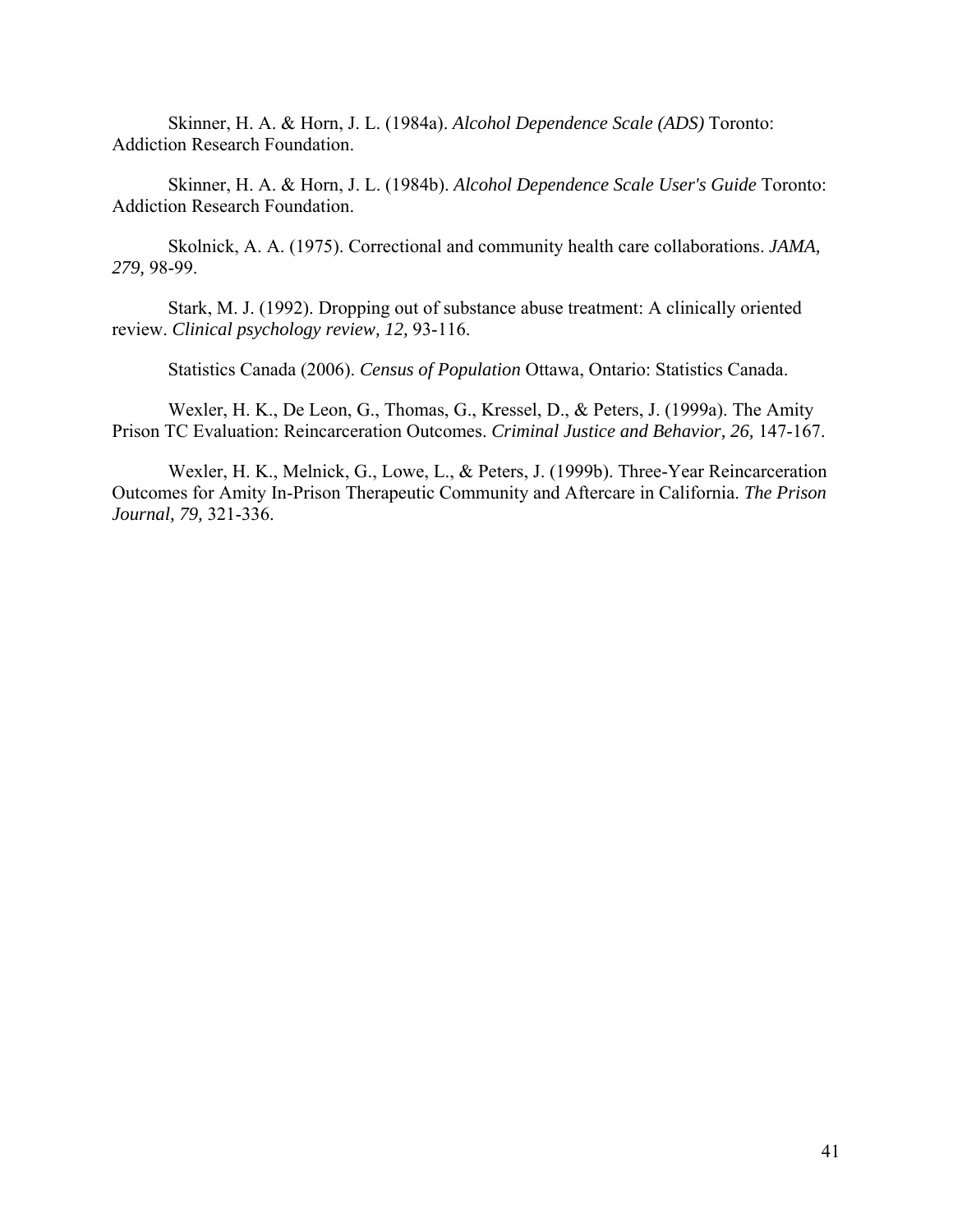Skinner, H. A. & Horn, J. L. (1984a). *Alcohol Dependence Scale (ADS)* Toronto: Addiction Research Foundation.

Skinner, H. A. & Horn, J. L. (1984b). *Alcohol Dependence Scale User's Guide* Toronto: Addiction Research Foundation.

Skolnick, A. A. (1975). Correctional and community health care collaborations. *JAMA, 279,* 98-99.

Stark, M. J. (1992). Dropping out of substance abuse treatment: A clinically oriented review. *Clinical psychology review, 12,* 93-116.

Statistics Canada (2006). *Census of Population* Ottawa, Ontario: Statistics Canada.

Wexler, H. K., De Leon, G., Thomas, G., Kressel, D., & Peters, J. (1999a). The Amity Prison TC Evaluation: Reincarceration Outcomes. *Criminal Justice and Behavior, 26,* 147-167.

Wexler, H. K., Melnick, G., Lowe, L., & Peters, J. (1999b). Three-Year Reincarceration Outcomes for Amity In-Prison Therapeutic Community and Aftercare in California. *The Prison Journal, 79,* 321-336.